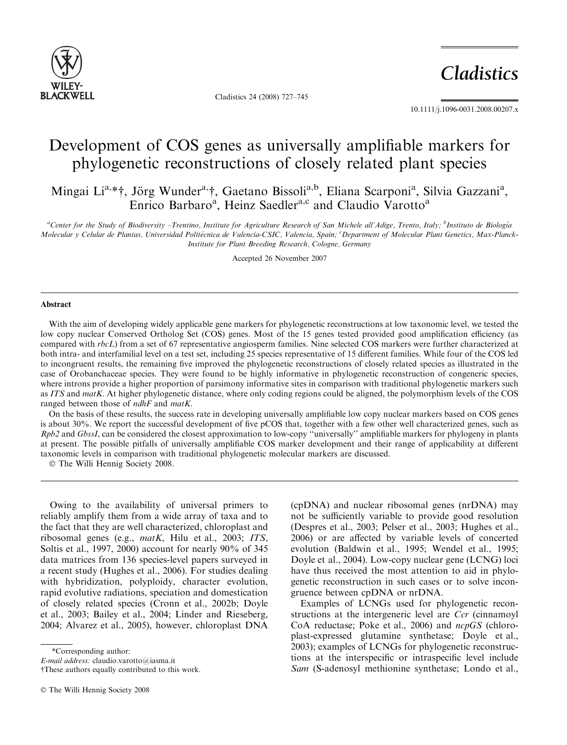# Development of COS genes as universally amplifiable markers for phylogenetic reconstructions of closely related plant species

Mingai Li[a,*,†], Jörg Wunder[a,†], Gaetano Bissoli[a,b], Eliana Scarponi[a], Silvia Gazzani[a], Enrico Barbaro[a], Heinz Saedler[a,c] and Claudio Varotto[a]

[a]*Center for the Study of Biodiversity –Trentino, Institute for Agriculture Research of San Michele all'Adige, Trento, Italy;* [b]*Instituto de Biología Molecular y Celular de Plantas, Universidad Politécnica de Valencia-CSIC, Valencia, Spain;* [c]*Department of Molecular Plant Genetics, Max-Planck-Institute for Plant Breeding Research, Cologne, Germany*

Accepted 26 November 2007

## Abstract

With the aim of developing widely applicable gene markers for phylogenetic reconstructions at low taxonomic level, we tested the low copy nuclear Conserved Ortholog Set (COS) genes. Most of the 15 genes tested provided good amplification efficiency (as compared with *rbcL*) from a set of 67 representative angiosperm families. Nine selected COS markers were further characterized at both intra- and interfamilial level on a test set, including 25 species representative of 15 different families. While four of the COS led to incongruent results, the remaining five improved the phylogenetic reconstructions of closely related species as illustrated in the case of Orobanchaceae species. They were found to be highly informative in phylogenetic reconstruction of congeneric species, where introns provide a higher proportion of parsimony informative sites in comparison with traditional phylogenetic markers such as *ITS* and *matK*. At higher phylogenetic distance, where only coding regions could be aligned, the polymorphism levels of the COS ranged between those of *ndhF* and *matK*.

On the basis of these results, the success rate in developing universally amplifiable low copy nuclear markers based on COS genes is about 30%. We report the successful development of five pCOS that, together with a few other well characterized genes, such as *Rpb2* and *GbssI*, can be considered the closest approximation to low-copy "universally" amplifiable markers for phylogeny in plants at present. The possible pitfalls of universally amplifiable COS marker development and their range of applicability at different taxonomic levels in comparison with traditional phylogenetic molecular markers are discussed.

© The Willi Hennig Society 2008.

Owing to the availability of universal primers to reliably amplify them from a wide array of taxa and to the fact that they are well characterized, chloroplast and ribosomal genes (e.g., *matK*, Hilu et al., 2003; *ITS*, Soltis et al., 1997, 2000) account for nearly 90% of 345 data matrices from 136 species-level papers surveyed in a recent study (Hughes et al., 2006). For studies dealing with hybridization, polyploidy, character evolution, rapid evolutive radiations, speciation and domestication of closely related species (Cronn et al., 2002b; Doyle et al., 2003; Bailey et al., 2004; Linder and Rieseberg, 2004; Alvarez et al., 2005), however, chloroplast DNA (cpDNA) and nuclear ribosomal genes (nrDNA) may not be sufficiently variable to provide good resolution (Despres et al., 2003; Pelser et al., 2003; Hughes et al., 2006) or are affected by variable levels of concerted evolution (Baldwin et al., 1995; Wendel et al., 1995; Doyle et al., 2004). Low-copy nuclear gene (LCNG) loci have thus received the most attention to aid in phylogenetic reconstruction in such cases or to solve incongruence between cpDNA or nrDNA.

Examples of LCNGs used for phylogenetic reconstructions at the intergeneric level are *Ccr* (cinnamoyl CoA reductase; Poke et al., 2006) and *ncpGS* (chloroplast-expressed glutamine synthetase; Doyle et al., 2003); examples of LCNGs for phylogenetic reconstructions at the interspecific or intraspecific level include *Sam* (S-adenosyl methionine synthetase; Londo et al.,

*Corresponding author:
*E-mail address:* claudio.varotto@iasma.it
†These authors equally contributed to this work.

© The Willi Hennig Society 2008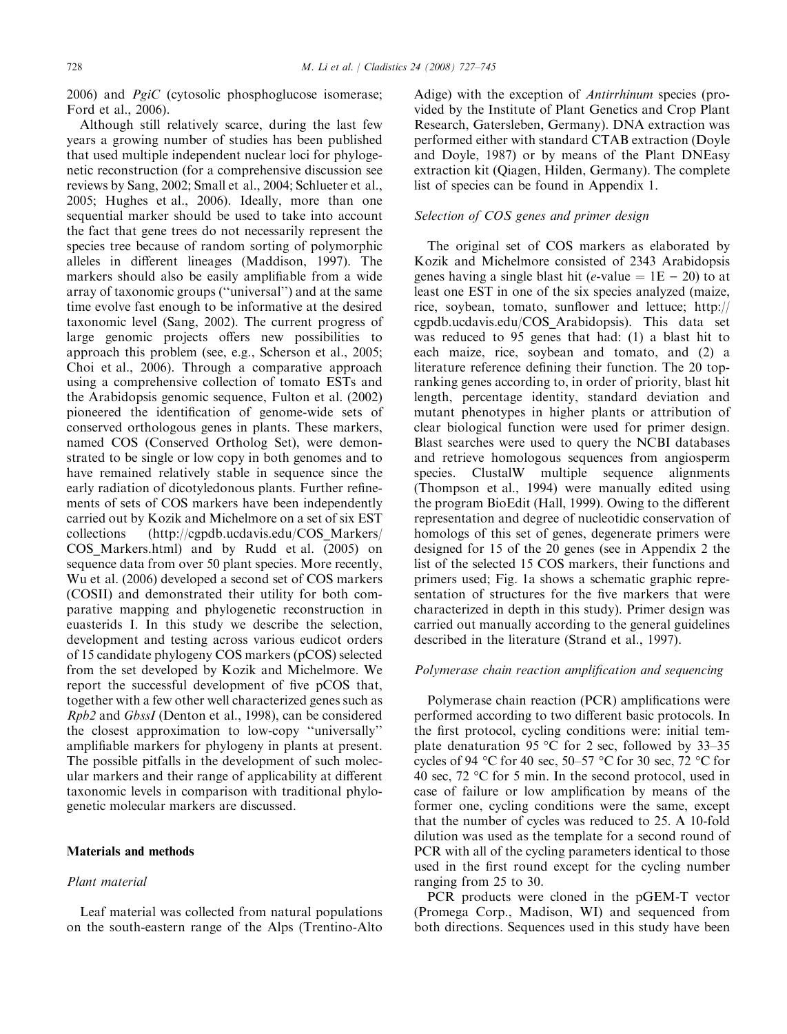2006) and *PgiC* (cytosolic phosphoglucose isomerase; Ford et al., 2006).

Although still relatively scarce, during the last few years a growing number of studies has been published that used multiple independent nuclear loci for phylogenetic reconstruction (for a comprehensive discussion see reviews by Sang, 2002; Small et al., 2004; Schlueter et al., 2005; Hughes et al., 2006). Ideally, more than one sequential marker should be used to take into account the fact that gene trees do not necessarily represent the species tree because of random sorting of polymorphic alleles in different lineages (Maddison, 1997). The markers should also be easily amplifiable from a wide array of taxonomic groups ("universal") and at the same time evolve fast enough to be informative at the desired taxonomic level (Sang, 2002). The current progress of large genomic projects offers new possibilities to approach this problem (see, e.g., Scherson et al., 2005; Choi et al., 2006). Through a comparative approach using a comprehensive collection of tomato ESTs and the Arabidopsis genomic sequence, Fulton et al. (2002) pioneered the identification of genome-wide sets of conserved orthologous genes in plants. These markers, named COS (Conserved Ortholog Set), were demonstrated to be single or low copy in both genomes and to have remained relatively stable in sequence since the early radiation of dicotyledonous plants. Further refinements of sets of COS markers have been independently carried out by Kozik and Michelmore on a set of six EST collections (http://cgpdb.ucdavis.edu/COS_Markers/COS_Markers.html) and by Rudd et al. (2005) on sequence data from over 50 plant species. More recently, Wu et al. (2006) developed a second set of COS markers (COSII) and demonstrated their utility for both comparative mapping and phylogenetic reconstruction in euasterids I. In this study we describe the selection, development and testing across various eudicot orders of 15 candidate phylogeny COS markers (pCOS) selected from the set developed by Kozik and Michelmore. We report the successful development of five pCOS that, together with a few other well characterized genes such as *Rpb2* and *GbssI* (Denton et al., 1998), can be considered the closest approximation to low-copy "universally" amplifiable markers for phylogeny in plants at present. The possible pitfalls in the development of such molecular markers and their range of applicability at different taxonomic levels in comparison with traditional phylogenetic molecular markers are discussed.

## Materials and methods

### Plant material

Leaf material was collected from natural populations on the south-eastern range of the Alps (Trentino-Alto Adige) with the exception of *Antirrhinum* species (provided by the Institute of Plant Genetics and Crop Plant Research, Gatersleben, Germany). DNA extraction was performed either with standard CTAB extraction (Doyle and Doyle, 1987) or by means of the Plant DNEasy extraction kit (Qiagen, Hilden, Germany). The complete list of species can be found in Appendix 1.

### Selection of COS genes and primer design

The original set of COS markers as elaborated by Kozik and Michelmore consisted of 2343 Arabidopsis genes having a single blast hit ($e$-value = 1E − 20) to at least one EST in one of the six species analyzed (maize, rice, soybean, tomato, sunflower and lettuce; http://cgpdb.ucdavis.edu/COS_Arabidopsis). This data set was reduced to 95 genes that had: (1) a blast hit to each maize, rice, soybean and tomato, and (2) a literature reference defining their function. The 20 top-ranking genes according to, in order of priority, blast hit length, percentage identity, standard deviation and mutant phenotypes in higher plants or attribution of clear biological function were used for primer design. Blast searches were used to query the NCBI databases and retrieve homologous sequences from angiosperm species. ClustalW multiple sequence alignments (Thompson et al., 1994) were manually edited using the program BioEdit (Hall, 1999). Owing to the different representation and degree of nucleotidic conservation of homologs of this set of genes, degenerate primers were designed for 15 of the 20 genes (see in Appendix 2 the list of the selected 15 COS markers, their functions and primers used; Fig. 1a shows a schematic graphic representation of structures for the five markers that were characterized in depth in this study). Primer design was carried out manually according to the general guidelines described in the literature (Strand et al., 1997).

### Polymerase chain reaction amplification and sequencing

Polymerase chain reaction (PCR) amplifications were performed according to two different basic protocols. In the first protocol, cycling conditions were: initial template denaturation 95 °C for 2 sec, followed by 33–35 cycles of 94 °C for 40 sec, 50–57 °C for 30 sec, 72 °C for 40 sec, 72 °C for 5 min. In the second protocol, used in case of failure or low amplification by means of the former one, cycling conditions were the same, except that the number of cycles was reduced to 25. A 10-fold dilution was used as the template for a second round of PCR with all of the cycling parameters identical to those used in the first round except for the cycling number ranging from 25 to 30.

PCR products were cloned in the pGEM-T vector (Promega Corp., Madison, WI) and sequenced from both directions. Sequences used in this study have been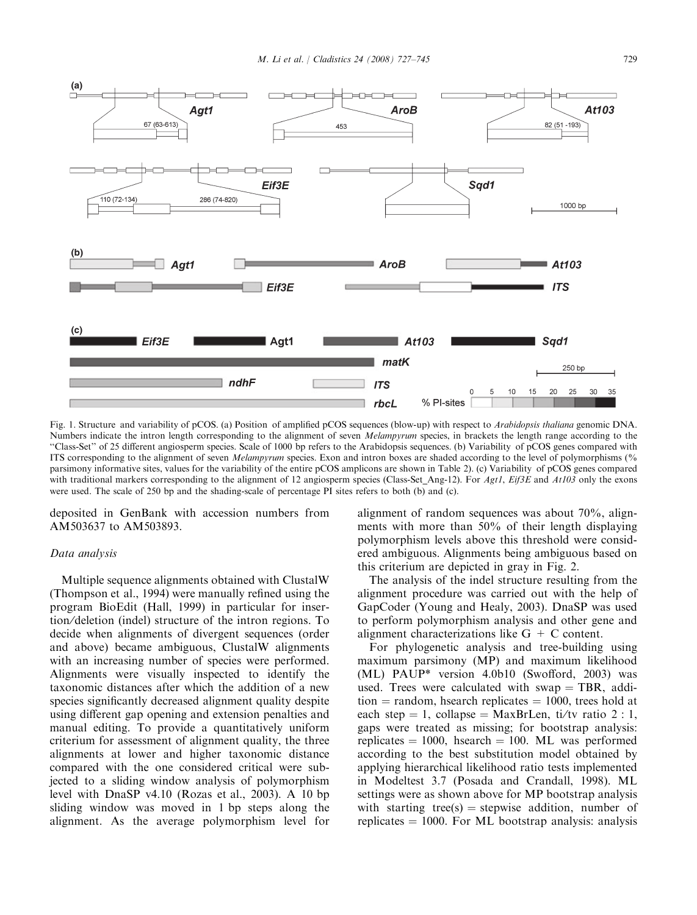Fig. 1. Structure and variability of pCOS. (a) Position of amplified pCOS sequences (blow-up) with respect to *Arabidopsis thaliana* genomic DNA. Numbers indicate the intron length corresponding to the alignment of seven *Melampyrum* species, in brackets the length range according to the "Class-Set" of 25 different angiosperm species. Scale of 1000 bp refers to the Arabidopsis sequences. (b) Variability of pCOS genes compared with ITS corresponding to the alignment of seven *Melampyrum* species. Exon and intron boxes are shaded according to the level of polymorphisms (% parsimony informative sites, values for the variability of the entire pCOS amplicons are shown in Table 2). (c) Variability of pCOS genes compared with traditional markers corresponding to the alignment of 12 angiosperm species (Class-Set_Ang-12). For *Agt1*, *Eif3E* and *At103* only the exons were used. The scale of 250 bp and the shading-scale of percentage PI sites refers to both (b) and (c).

deposited in GenBank with accession numbers from AM503637 to AM503893.

### Data analysis

Multiple sequence alignments obtained with ClustalW (Thompson et al., 1994) were manually refined using the program BioEdit (Hall, 1999) in particular for insertion/deletion (indel) structure of the intron regions. To decide when alignments of divergent sequences (order and above) became ambiguous, ClustalW alignments with an increasing number of species were performed. Alignments were visually inspected to identify the taxonomic distances after which the addition of a new species significantly decreased alignment quality despite using different gap opening and extension penalties and manual editing. To provide a quantitatively uniform criterium for assessment of alignment quality, the three alignments at lower and higher taxonomic distance compared with the one considered critical were subjected to a sliding window analysis of polymorphism level with DnaSP v4.10 (Rozas et al., 2003). A 10 bp sliding window was moved in 1 bp steps along the alignment. As the average polymorphism level for alignment of random sequences was about 70%, alignments with more than 50% of their length displaying polymorphism levels above this threshold were considered ambiguous. Alignments being ambiguous based on this criterium are depicted in gray in Fig. 2.

The analysis of the indel structure resulting from the alignment procedure was carried out with the help of GapCoder (Young and Healy, 2003). DnaSP was used to perform polymorphism analysis and other gene and alignment characterizations like G + C content.

For phylogenetic analysis and tree-building using maximum parsimony (MP) and maximum likelihood (ML) PAUP* version 4.0b10 (Swofford, 2003) was used. Trees were calculated with swap = TBR, addition = random, hsearch replicates = 1000, trees hold at each step = 1, collapse = MaxBrLen, ti/tv ratio 2 : 1, gaps were treated as missing; for bootstrap analysis: replicates = 1000, hsearch = 100. ML was performed according to the best substitution model obtained by applying hierarchical likelihood ratio tests implemented in Modeltest 3.7 (Posada and Crandall, 1998). ML settings were as shown above for MP bootstrap analysis with starting tree(s) = stepwise addition, number of replicates = 1000. For ML bootstrap analysis: analysis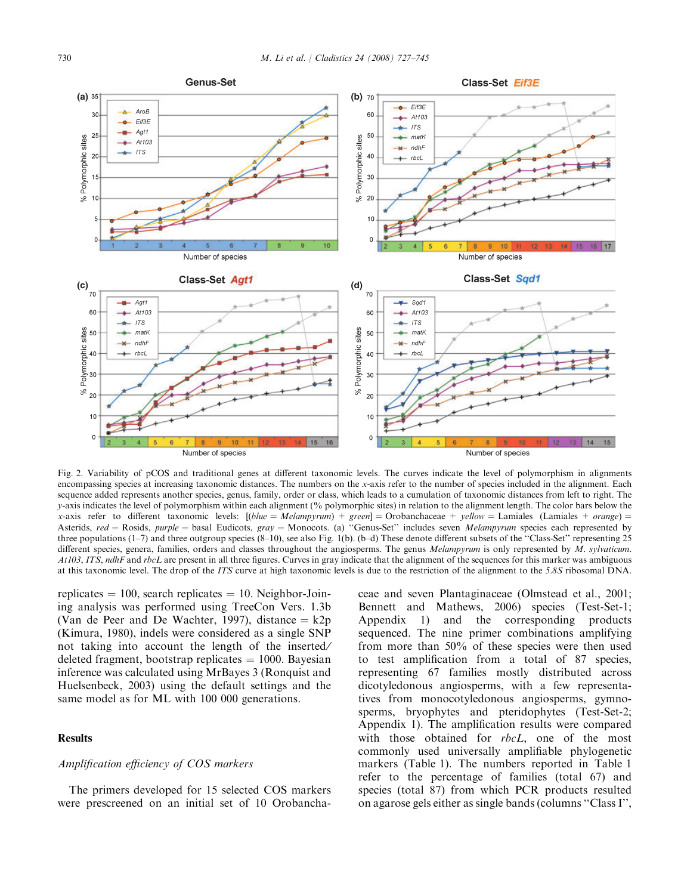Fig. 2. Variability of pCOS and traditional genes at different taxonomic levels. The curves indicate the level of polymorphism in alignments encompassing species at increasing taxonomic distances. The numbers on the *x*-axis refer to the number of species included in the alignment. Each sequence added represents another species, genus, family, order or class, which leads to a cumulation of taxonomic distances from left to right. The *y*-axis indicates the level of polymorphism within each alignment (% polymorphic sites) in relation to the alignment length. The color bars below the *x*-axis refer to different taxonomic levels: [(*blue* = *Melampyrum*) + *green*] = Orobanchaceae + *yellow* = Lamiales (Lamiales + *orange*) = Asterids, *red* = Rosids, *purple* = basal Eudicots, *gray* = Monocots. (a) "Genus-Set" includes seven *Melampyrum* species each represented by three populations (1–7) and three outgroup species (8–10), see also Fig. 1(b). (b–d) These denote different subsets of the "Class-Set" representing 25 different species, genera, families, orders and classes throughout the angiosperms. The genus *Melampyrum* is only represented by *M. sylvaticum*. *At103*, *ITS*, *ndhF* and *rbcL* are present in all three figures. Curves in gray indicate that the alignment of the sequences for this marker was ambiguous at this taxonomic level. The drop of the *ITS* curve at high taxonomic levels is due to the restriction of the alignment to the *5.8S* ribosomal DNA.

replicates = 100, search replicates = 10. Neighbor-Joining analysis was performed using TreeCon Vers. 1.3b (Van de Peer and De Wachter, 1997), distance = k2p (Kimura, 1980), indels were considered as a single SNP not taking into account the length of the inserted/deleted fragment, bootstrap replicates = 1000. Bayesian inference was calculated using MrBayes 3 (Ronquist and Huelsenbeck, 2003) using the default settings and the same model as for ML with 100 000 generations.

## Results

### *Amplification efficiency of COS markers*

The primers developed for 15 selected COS markers were prescreened on an initial set of 10 Orobanchaceae and seven Plantaginaceae (Olmstead et al., 2001; Bennett and Mathews, 2006) species (Test-Set-1; Appendix 1) and the corresponding products sequenced. The nine primer combinations amplifying from more than 50% of these species were then used to test amplification from a total of 87 species, representing 67 families mostly distributed across dicotyledonous angiosperms, with a few representatives from monocotyledonous angiosperms, gymnosperms, bryophytes and pteridophytes (Test-Set-2; Appendix 1). The amplification results were compared with those obtained for *rbcL*, one of the most commonly used universally amplifiable phylogenetic markers (Table 1). The numbers reported in Table 1 refer to the percentage of families (total 67) and species (total 87) from which PCR products resulted on agarose gels either as single bands (columns "Class I",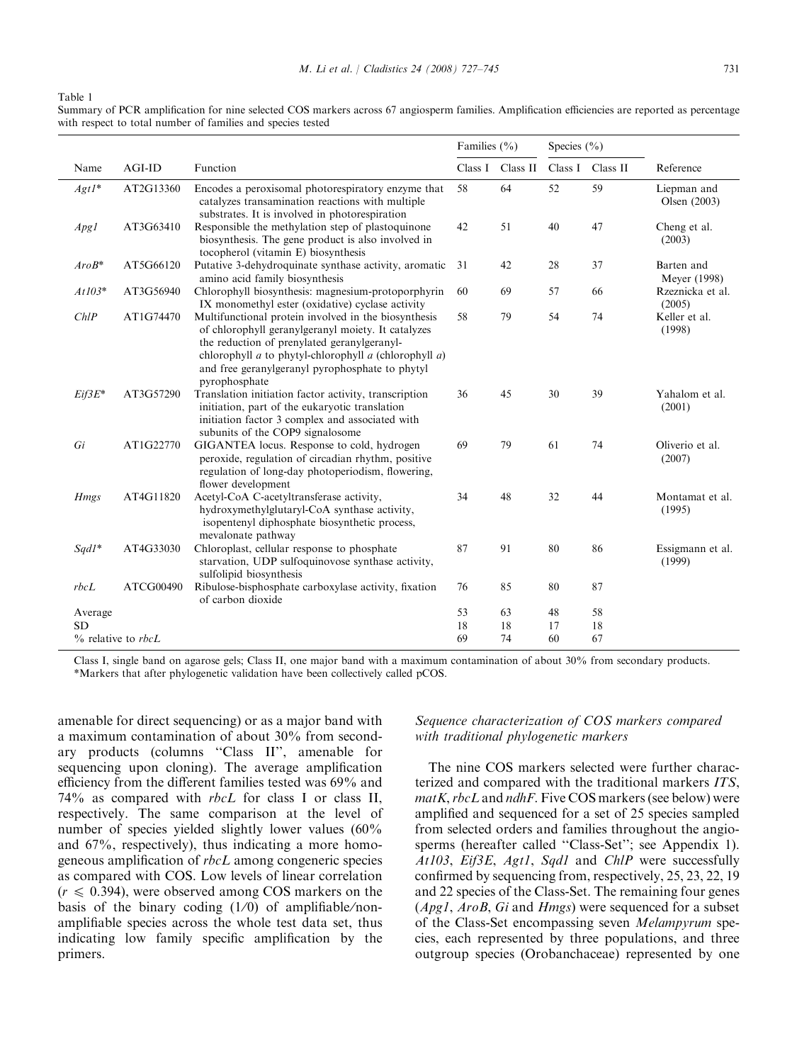Table 1

Summary of PCR amplification for nine selected COS markers across 67 angiosperm families. Amplification efficiencies are reported as percentage with respect to total number of families and species tested

| Name | AGI-ID | Function | Families (%) | | Species (%) | | Reference |
|---|---|---|---|---|---|---|---|
| | | | Class I | Class II | Class I | Class II | |
| *Agt1*\* | AT2G13360 | Encodes a peroxisomal photorespiratory enzyme that catalyzes transamination reactions with multiple substrates. It is involved in photorespiration | 58 | 64 | 52 | 59 | Liepman and Olsen (2003) |
| *Apg1* | AT3G63410 | Responsible the methylation step of plastoquinone biosynthesis. The gene product is also involved in tocopherol (vitamin E) biosynthesis | 42 | 51 | 40 | 47 | Cheng et al. (2003) |
| *AroB*\* | AT5G66120 | Putative 3-dehydroquinate synthase activity, aromatic amino acid family biosynthesis | 31 | 42 | 28 | 37 | Barten and Meyer (1998) |
| *At103*\* | AT3G56940 | Chlorophyll biosynthesis: magnesium-protoporphyrin IX monomethyl ester (oxidative) cyclase activity | 60 | 69 | 57 | 66 | Rzeznicka et al. (2005) |
| *ChlP* | AT1G74470 | Multifunctional protein involved in the biosynthesis of chlorophyll geranylgeranyl moiety. It catalyzes the reduction of prenylated geranylgeranyl-chlorophyll *a* to phytyl-chlorophyll *a* (chlorophyll *a*) and free geranylgeranyl pyrophosphate to phytyl pyrophosphate | 58 | 79 | 54 | 74 | Keller et al. (1998) |
| *Eif3E*\* | AT3G57290 | Translation initiation factor activity, transcription initiation, part of the eukaryotic translation initiation factor 3 complex and associated with subunits of the COP9 signalosome | 36 | 45 | 30 | 39 | Yahalom et al. (2001) |
| *Gi* | AT1G22770 | GIGANTEA locus. Response to cold, hydrogen peroxide, regulation of circadian rhythm, positive regulation of long-day photoperiodism, flowering, flower development | 69 | 79 | 61 | 74 | Oliverio et al. (2007) |
| *Hmgs* | AT4G11820 | Acetyl-CoA C-acetyltransferase activity, hydroxymethylglutaryl-CoA synthase activity, isopentenyl diphosphate biosynthetic process, mevalonate pathway | 34 | 48 | 32 | 44 | Montamat et al. (1995) |
| *Sqd1*\* | AT4G33030 | Chloroplast, cellular response to phosphate starvation, UDP sulfoquinovose synthase activity, sulfolipid biosynthesis | 87 | 91 | 80 | 86 | Essigmann et al. (1999) |
| *rbcL* | ATCG00490 | Ribulose-bisphosphate carboxylase activity, fixation of carbon dioxide | 76 | 85 | 80 | 87 | |
| Average | | | 53 | 63 | 48 | 58 | |
| SD | | | 18 | 18 | 17 | 18 | |
| % relative to *rbcL* | | | 69 | 74 | 60 | 67 | |

Class I, single band on agarose gels; Class II, one major band with a maximum contamination of about 30% from secondary products.
\*Markers that after phylogenetic validation have been collectively called pCOS.

amenable for direct sequencing) or as a major band with a maximum contamination of about 30% from secondary products (columns "Class II", amenable for sequencing upon cloning). The average amplification efficiency from the different families tested was 69% and 74% as compared with *rbcL* for class I or class II, respectively. The same comparison at the level of number of species yielded slightly lower values (60% and 67%, respectively), thus indicating a more homogeneous amplification of *rbcL* among congeneric species as compared with COS. Low levels of linear correlation ($r \leq 0.394$), were observed among COS markers on the basis of the binary coding (1/0) of amplifiable/non-amplifiable species across the whole test data set, thus indicating low family specific amplification by the primers.

### Sequence characterization of COS markers compared with traditional phylogenetic markers

The nine COS markers selected were further characterized and compared with the traditional markers *ITS*, *matK*, *rbcL* and *ndhF*. Five COS markers (see below) were amplified and sequenced for a set of 25 species sampled from selected orders and families throughout the angiosperms (hereafter called "Class-Set"; see Appendix 1). *At103*, *Eif3E*, *Agt1*, *Sqd1* and *ChlP* were successfully confirmed by sequencing from, respectively, 25, 23, 22, 19 and 22 species of the Class-Set. The remaining four genes (*Apg1*, *AroB*, *Gi* and *Hmgs*) were sequenced for a subset of the Class-Set encompassing seven *Melampyrum* species, each represented by three populations, and three outgroup species (Orobanchaceae) represented by one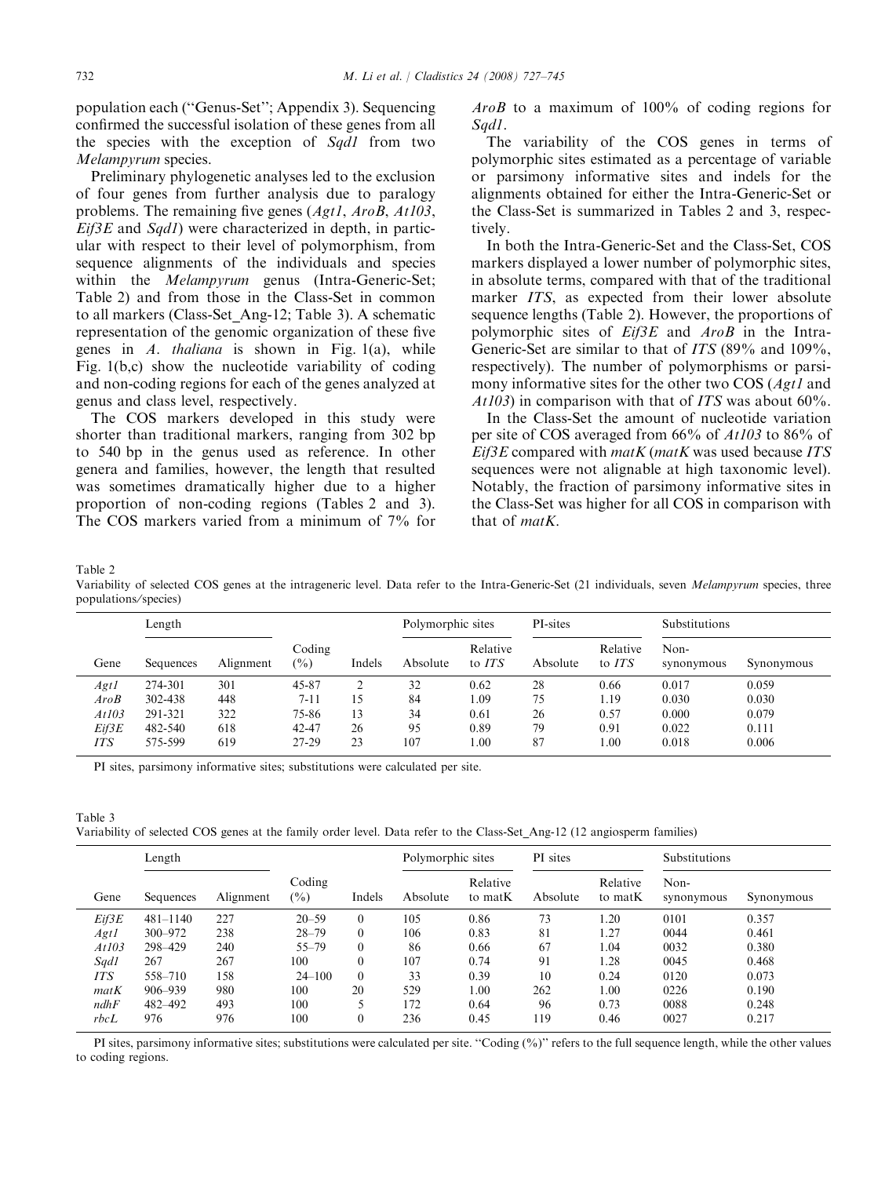population each ("Genus-Set"; Appendix 3). Sequencing confirmed the successful isolation of these genes from all the species with the exception of *Sqd1* from two *Melampyrum* species.

Preliminary phylogenetic analyses led to the exclusion of four genes from further analysis due to paralogy problems. The remaining five genes (*Agt1*, *AroB*, *At103*, *Eif3E* and *Sqd1*) were characterized in depth, in particular with respect to their level of polymorphism, from sequence alignments of the individuals and species within the *Melampyrum* genus (Intra-Generic-Set; Table 2) and from those in the Class-Set in common to all markers (Class-Set_Ang-12; Table 3). A schematic representation of the genomic organization of these five genes in *A. thaliana* is shown in Fig. 1(a), while Fig. 1(b,c) show the nucleotide variability of coding and non-coding regions for each of the genes analyzed at genus and class level, respectively.

The COS markers developed in this study were shorter than traditional markers, ranging from 302 bp to 540 bp in the genus used as reference. In other genera and families, however, the length that resulted was sometimes dramatically higher due to a higher proportion of non-coding regions (Tables 2 and 3). The COS markers varied from a minimum of 7% for *AroB* to a maximum of 100% of coding regions for *Sqd1*.

The variability of the COS genes in terms of polymorphic sites estimated as a percentage of variable or parsimony informative sites and indels for the alignments obtained for either the Intra-Generic-Set or the Class-Set is summarized in Tables 2 and 3, respectively.

In both the Intra-Generic-Set and the Class-Set, COS markers displayed a lower number of polymorphic sites, in absolute terms, compared with that of the traditional marker *ITS*, as expected from their lower absolute sequence lengths (Table 2). However, the proportions of polymorphic sites of *Eif3E* and *AroB* in the Intra-Generic-Set are similar to that of *ITS* (89% and 109%, respectively). The number of polymorphisms or parsimony informative sites for the other two COS (*Agt1* and *At103*) in comparison with that of *ITS* was about 60%.

In the Class-Set the amount of nucleotide variation per site of COS averaged from 66% of *At103* to 86% of *Eif3E* compared with *matK* (*matK* was used because *ITS* sequences were not alignable at high taxonomic level). Notably, the fraction of parsimony informative sites in the Class-Set was higher for all COS in comparison with that of *matK*.

Table 2
Variability of selected COS genes at the intrageneric level. Data refer to the Intra-Generic-Set (21 individuals, seven *Melampyrum* species, three populations/species)

| Gene | Length | | Coding (%) | Indels | Polymorphic sites | | PI-sites | | Substitutions | |
|---|---|---|---|---|---|---|---|---|---|---|
| | Sequences | Alignment | | | Absolute | Relative to *ITS* | Absolute | Relative to *ITS* | Non-synonymous | Synonymous |
| *Agt1* | 274-301 | 301 | 45-87 | 2 | 32 | 0.62 | 28 | 0.66 | 0.017 | 0.059 |
| *AroB* | 302-438 | 448 | 7-11 | 15 | 84 | 1.09 | 75 | 1.19 | 0.030 | 0.030 |
| *At103* | 291-321 | 322 | 75-86 | 13 | 34 | 0.61 | 26 | 0.57 | 0.000 | 0.079 |
| *Eif3E* | 482-540 | 618 | 42-47 | 26 | 95 | 0.89 | 79 | 0.91 | 0.022 | 0.111 |
| *ITS* | 575-599 | 619 | 27-29 | 23 | 107 | 1.00 | 87 | 1.00 | 0.018 | 0.006 |

PI sites, parsimony informative sites; substitutions were calculated per site.

Table 3
Variability of selected COS genes at the family order level. Data refer to the Class-Set_Ang-12 (12 angiosperm families)

| Gene | Length | | Coding (%) | Indels | Polymorphic sites | | PI sites | | Substitutions | |
|---|---|---|---|---|---|---|---|---|---|---|
| | Sequences | Alignment | | | Absolute | Relative to matK | Absolute | Relative to matK | Non-synonymous | Synonymous |
| *Eif3E* | 481–1140 | 227 | 20–59 | 0 | 105 | 0.86 | 73 | 1.20 | 0101 | 0.357 |
| *Agt1* | 300–972 | 238 | 28–79 | 0 | 106 | 0.83 | 81 | 1.27 | 0044 | 0.461 |
| *At103* | 298–429 | 240 | 55–79 | 0 | 86 | 0.66 | 67 | 1.04 | 0032 | 0.380 |
| *Sqd1* | 267 | 267 | 100 | 0 | 107 | 0.74 | 91 | 1.28 | 0045 | 0.468 |
| *ITS* | 558–710 | 158 | 24–100 | 0 | 33 | 0.39 | 10 | 0.24 | 0120 | 0.073 |
| *matK* | 906–939 | 980 | 100 | 20 | 529 | 1.00 | 262 | 1.00 | 0226 | 0.190 |
| *ndhF* | 482–492 | 493 | 100 | 5 | 172 | 0.64 | 96 | 0.73 | 0088 | 0.248 |
| *rbcL* | 976 | 976 | 100 | 0 | 236 | 0.45 | 119 | 0.46 | 0027 | 0.217 |

PI sites, parsimony informative sites; substitutions were calculated per site. "Coding (%)" refers to the full sequence length, while the other values to coding regions.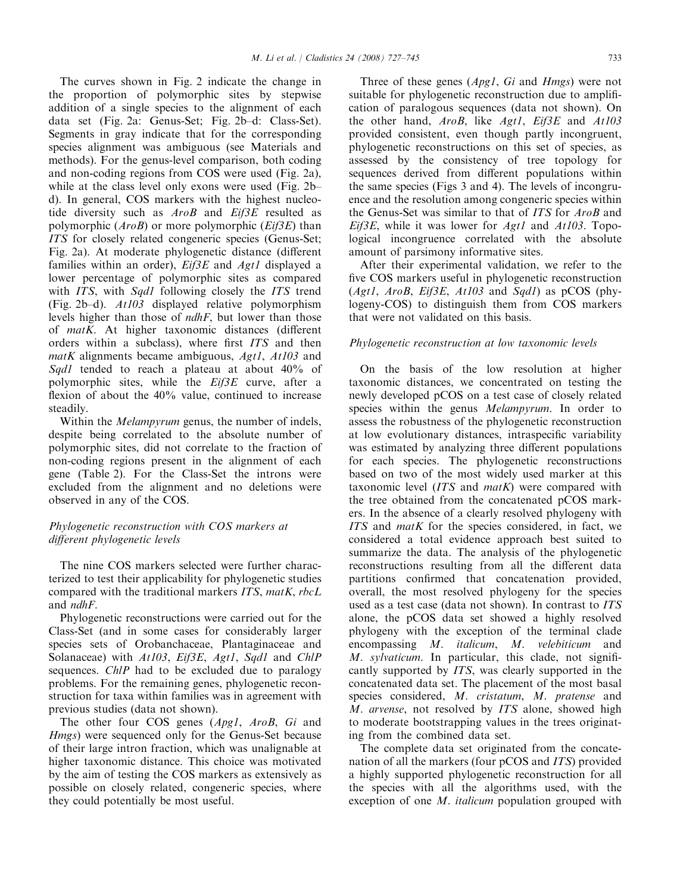The curves shown in Fig. 2 indicate the change in the proportion of polymorphic sites by stepwise addition of a single species to the alignment of each data set (Fig. 2a: Genus-Set; Fig. 2b–d: Class-Set). Segments in gray indicate that for the corresponding species alignment was ambiguous (see Materials and methods). For the genus-level comparison, both coding and non-coding regions from COS were used (Fig. 2a), while at the class level only exons were used (Fig. 2b–d). In general, COS markers with the highest nucleotide diversity such as *AroB* and *Eif3E* resulted as polymorphic (*AroB*) or more polymorphic (*Eif3E*) than *ITS* for closely related congeneric species (Genus-Set; Fig. 2a). At moderate phylogenetic distance (different families within an order), *Eif3E* and *Agt1* displayed a lower percentage of polymorphic sites as compared with *ITS*, with *Sqd1* following closely the *ITS* trend (Fig. 2b–d). *At103* displayed relative polymorphism levels higher than those of *ndhF*, but lower than those of *matK*. At higher taxonomic distances (different orders within a subclass), where first *ITS* and then *matK* alignments became ambiguous, *Agt1*, *At103* and *Sqd1* tended to reach a plateau at about 40% of polymorphic sites, while the *Eif3E* curve, after a flexion of about the 40% value, continued to increase steadily.

Within the *Melampyrum* genus, the number of indels, despite being correlated to the absolute number of polymorphic sites, did not correlate to the fraction of non-coding regions present in the alignment of each gene (Table 2). For the Class-Set the introns were excluded from the alignment and no deletions were observed in any of the COS.

### Phylogenetic reconstruction with COS markers at different phylogenetic levels

The nine COS markers selected were further characterized to test their applicability for phylogenetic studies compared with the traditional markers *ITS*, *matK*, *rbcL* and *ndhF*.

Phylogenetic reconstructions were carried out for the Class-Set (and in some cases for considerably larger species sets of Orobanchaceae, Plantaginaceae and Solanaceae) with *At103*, *Eif3E*, *Agt1*, *Sqd1* and *ChlP* sequences. *ChlP* had to be excluded due to paralogy problems. For the remaining genes, phylogenetic reconstruction for taxa within families was in agreement with previous studies (data not shown).

The other four COS genes (*Apg1*, *AroB*, *Gi* and *Hmgs*) were sequenced only for the Genus-Set because of their large intron fraction, which was unalignable at higher taxonomic distance. This choice was motivated by the aim of testing the COS markers as extensively as possible on closely related, congeneric species, where they could potentially be most useful.

Three of these genes (*Apg1*, *Gi* and *Hmgs*) were not suitable for phylogenetic reconstruction due to amplification of paralogous sequences (data not shown). On the other hand, *AroB*, like *Agt1*, *Eif3E* and *At103* provided consistent, even though partly incongruent, phylogenetic reconstructions on this set of species, as assessed by the consistency of tree topology for sequences derived from different populations within the same species (Figs 3 and 4). The levels of incongruence and the resolution among congeneric species within the Genus-Set was similar to that of *ITS* for *AroB* and *Eif3E*, while it was lower for *Agt1* and *At103*. Topological incongruence correlated with the absolute amount of parsimony informative sites.

After their experimental validation, we refer to the five COS markers useful in phylogenetic reconstruction (*Agt1*, *AroB*, *Eif3E*, *At103* and *Sqd1*) as pCOS (phylogeny-COS) to distinguish them from COS markers that were not validated on this basis.

### Phylogenetic reconstruction at low taxonomic levels

On the basis of the low resolution at higher taxonomic distances, we concentrated on testing the newly developed pCOS on a test case of closely related species within the genus *Melampyrum*. In order to assess the robustness of the phylogenetic reconstruction at low evolutionary distances, intraspecific variability was estimated by analyzing three different populations for each species. The phylogenetic reconstructions based on two of the most widely used marker at this taxonomic level (*ITS* and *matK*) were compared with the tree obtained from the concatenated pCOS markers. In the absence of a clearly resolved phylogeny with *ITS* and *matK* for the species considered, in fact, we considered a total evidence approach best suited to summarize the data. The analysis of the phylogenetic reconstructions resulting from all the different data partitions confirmed that concatenation provided, overall, the most resolved phylogeny for the species used as a test case (data not shown). In contrast to *ITS* alone, the pCOS data set showed a highly resolved phylogeny with the exception of the terminal clade encompassing *M. italicum*, *M. velebiticum* and *M. sylvaticum*. In particular, this clade, not significantly supported by *ITS*, was clearly supported in the concatenated data set. The placement of the most basal species considered, *M. cristatum*, *M. pratense* and *M. arvense*, not resolved by *ITS* alone, showed high to moderate bootstrapping values in the trees originating from the combined data set.

The complete data set originated from the concatenation of all the markers (four pCOS and *ITS*) provided a highly supported phylogenetic reconstruction for all the species with all the algorithms used, with the exception of one *M. italicum* population grouped with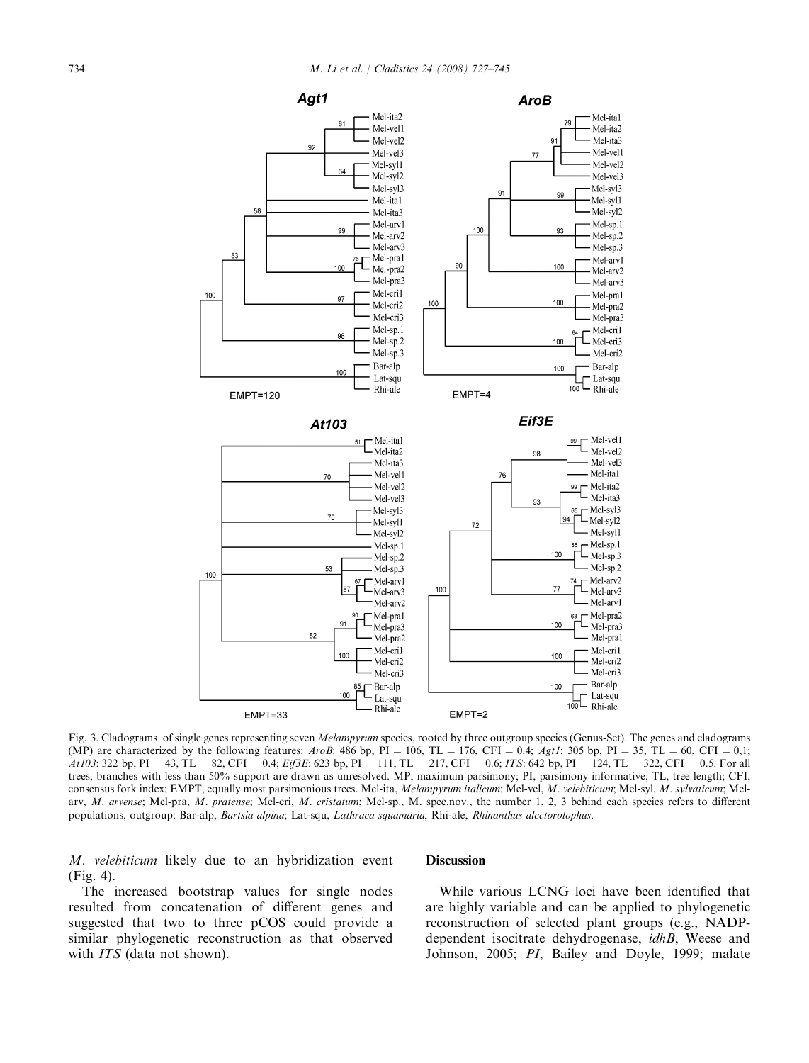Fig. 3. Cladograms of single genes representing seven *Melampyrum* species, rooted by three outgroup species (Genus-Set). The genes and cladograms (MP) are characterized by the following features: *AroB*: 486 bp, PI = 106, TL = 176, CFI = 0.4; *Agt1*: 305 bp, PI = 35, TL = 60, CFI = 0,1; *At103*: 322 bp, PI = 43, TL = 82, CFI = 0.4; *Eif3E*: 623 bp, PI = 111, TL = 217, CFI = 0.6; *ITS*: 642 bp, PI = 124, TL = 322, CFI = 0.5. For all trees, branches with less than 50% support are drawn as unresolved. MP, maximum parsimony; PI, parsimony informative; TL, tree length; CFI, consensus fork index; EMPT, equally most parsimonious trees. Mel-ita, *Melampyrum italicum*; Mel-vel, *M. velebiticum*; Mel-syl, *M. sylvaticum*; Mel-arv, *M. arvense*; Mel-pra, *M. pratense*; Mel-cri, *M. cristatum*; Mel-sp., M. spec.nov., the number 1, 2, 3 behind each species refers to different populations, outgroup: Bar-alp, *Bartsia alpina*; Lat-squ, *Lathraea squamaria*; Rhi-ale, *Rhinanthus alectorolophus*.

*M. velebiticum* likely due to an hybridization event (Fig. 4).

The increased bootstrap values for single nodes resulted from concatenation of different genes and suggested that two to three pCOS could provide a similar phylogenetic reconstruction as that observed with *ITS* (data not shown).

## Discussion

While various LCNG loci have been identified that are highly variable and can be applied to phylogenetic reconstruction of selected plant groups (e.g., NADP-dependent isocitrate dehydrogenase, *idhB*, Weese and Johnson, 2005; *PI*, Bailey and Doyle, 1999; malate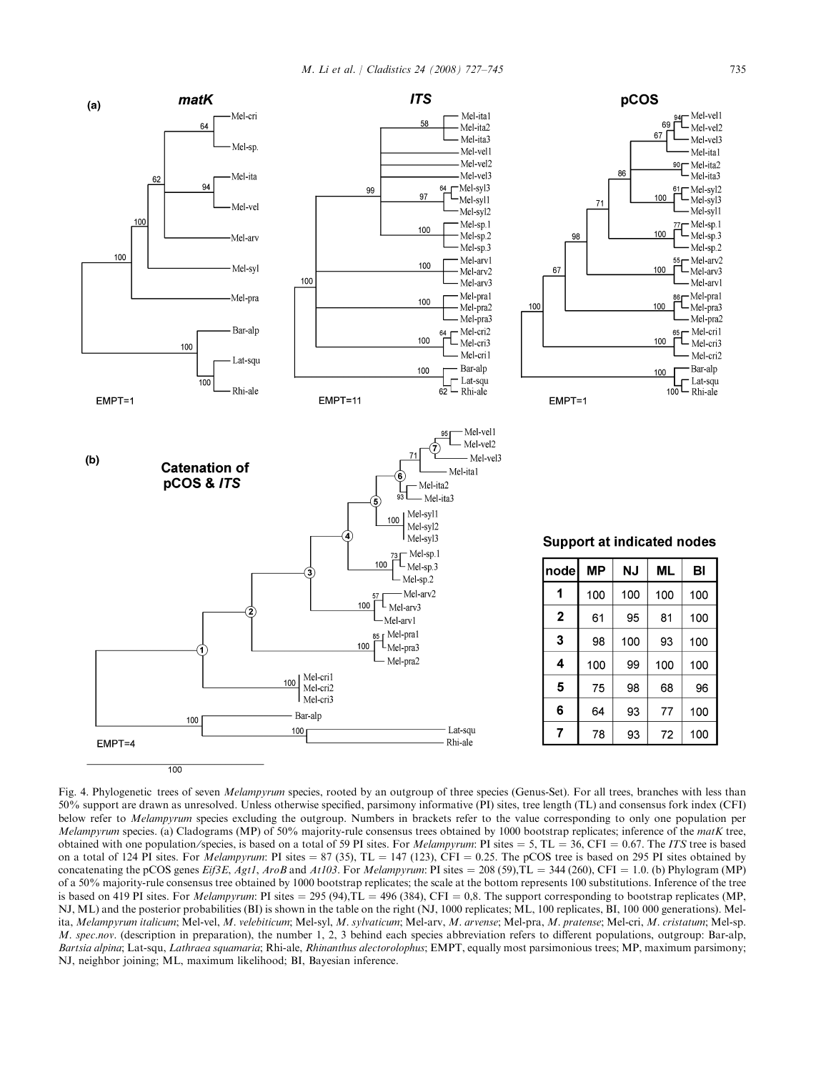**(a)**

| node | MP | NJ | ML | BI |
|---|---|---|---|---|
| 1 | 100 | 100 | 100 | 100 |
| 2 | 61 | 95 | 81 | 100 |
| 3 | 98 | 100 | 93 | 100 |
| 4 | 100 | 99 | 100 | 100 |
| 5 | 75 | 98 | 68 | 96 |
| 6 | 64 | 93 | 77 | 100 |
| 7 | 78 | 93 | 72 | 100 |

Support at indicated nodes

Fig. 4. Phylogenetic trees of seven *Melampyrum* species, rooted by an outgroup of three species (Genus-Set). For all trees, branches with less than 50% support are drawn as unresolved. Unless otherwise specified, parsimony informative (PI) sites, tree length (TL) and consensus fork index (CFI) below refer to *Melampyrum* species excluding the outgroup. Numbers in brackets refer to the value corresponding to only one population per *Melampyrum* species. (a) Cladograms (MP) of 50% majority-rule consensus trees obtained by 1000 bootstrap replicates; inference of the *matK* tree, obtained with one population/species, is based on a total of 59 PI sites. For *Melampyrum*: PI sites = 5, TL = 36, CFI = 0.67. The *ITS* tree is based on a total of 124 PI sites. For *Melampyrum*: PI sites = 87 (35), TL = 147 (123), CFI = 0.25. The pCOS tree is based on 295 PI sites obtained by concatenating the pCOS genes *Eif3E*, *Agt1*, *AroB* and *At103*. For *Melampyrum*: PI sites = 208 (59),TL = 344 (260), CFI = 1.0. (b) Phylogram (MP) of a 50% majority-rule consensus tree obtained by 1000 bootstrap replicates; the scale at the bottom represents 100 substitutions. Inference of the tree is based on 419 PI sites. For *Melampyrum*: PI sites = 295 (94),TL = 496 (384), CFI = 0,8. The support corresponding to bootstrap replicates (MP, NJ, ML) and the posterior probabilities (BI) is shown in the table on the right (NJ, 1000 replicates; ML, 100 replicates, BI, 100 000 generations). Mel-ita, *Melampyrum italicum*; Mel-vel, *M. velebiticum*; Mel-syl, *M. sylvaticum*; Mel-arv, *M. arvense*; Mel-pra, *M. pratense*; Mel-cri, *M. cristatum*; Mel-sp. *M. spec.nov*. (description in preparation), the number 1, 2, 3 behind each species abbreviation refers to different populations, outgroup: Bar-alp, *Bartsia alpina*; Lat-squ, *Lathraea squamaria*; Rhi-ale, *Rhinanthus alectorolophus*; EMPT, equally most parsimonious trees; MP, maximum parsimony; NJ, neighbor joining; ML, maximum likelihood; BI, Bayesian inference.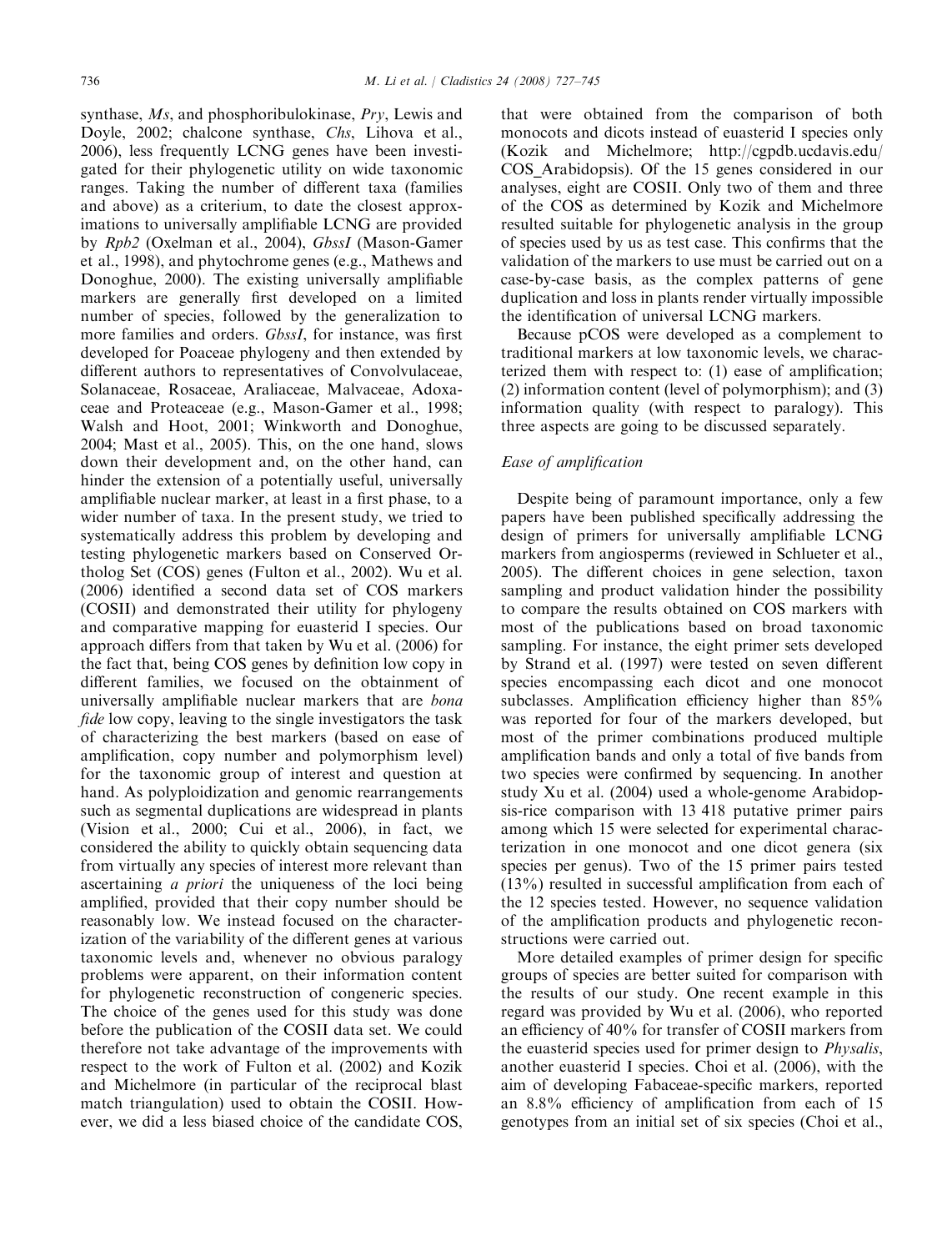synthase, *Ms*, and phosphoribulokinase, *Pry*, Lewis and Doyle, 2002; chalcone synthase, *Chs*, Lihova et al., 2006), less frequently LCNG genes have been investigated for their phylogenetic utility on wide taxonomic ranges. Taking the number of different taxa (families and above) as a criterium, to date the closest approximations to universally amplifiable LCNG are provided by *Rpb2* (Oxelman et al., 2004), *GbssI* (Mason-Gamer et al., 1998), and phytochrome genes (e.g., Mathews and Donoghue, 2000). The existing universally amplifiable markers are generally first developed on a limited number of species, followed by the generalization to more families and orders. *GbssI*, for instance, was first developed for Poaceae phylogeny and then extended by different authors to representatives of Convolvulaceae, Solanaceae, Rosaceae, Araliaceae, Malvaceae, Adoxaceae and Proteaceae (e.g., Mason-Gamer et al., 1998; Walsh and Hoot, 2001; Winkworth and Donoghue, 2004; Mast et al., 2005). This, on the one hand, slows down their development and, on the other hand, can hinder the extension of a potentially useful, universally amplifiable nuclear marker, at least in a first phase, to a wider number of taxa. In the present study, we tried to systematically address this problem by developing and testing phylogenetic markers based on Conserved Ortholog Set (COS) genes (Fulton et al., 2002). Wu et al. (2006) identified a second data set of COS markers (COSII) and demonstrated their utility for phylogeny and comparative mapping for euasterid I species. Our approach differs from that taken by Wu et al. (2006) for the fact that, being COS genes by definition low copy in different families, we focused on the obtainment of universally amplifiable nuclear markers that are *bona fide* low copy, leaving to the single investigators the task of characterizing the best markers (based on ease of amplification, copy number and polymorphism level) for the taxonomic group of interest and question at hand. As polyploidization and genomic rearrangements such as segmental duplications are widespread in plants (Vision et al., 2000; Cui et al., 2006), in fact, we considered the ability to quickly obtain sequencing data from virtually any species of interest more relevant than ascertaining *a priori* the uniqueness of the loci being amplified, provided that their copy number should be reasonably low. We instead focused on the characterization of the variability of the different genes at various taxonomic levels and, whenever no obvious paralogy problems were apparent, on their information content for phylogenetic reconstruction of congeneric species. The choice of the genes used for this study was done before the publication of the COSII data set. We could therefore not take advantage of the improvements with respect to the work of Fulton et al. (2002) and Kozik and Michelmore (in particular of the reciprocal blast match triangulation) used to obtain the COSII. However, we did a less biased choice of the candidate COS, that were obtained from the comparison of both monocots and dicots instead of euasterid I species only (Kozik and Michelmore; http://cgpdb.ucdavis.edu/COS_Arabidopsis). Of the 15 genes considered in our analyses, eight are COSII. Only two of them and three of the COS as determined by Kozik and Michelmore resulted suitable for phylogenetic analysis in the group of species used by us as test case. This confirms that the validation of the markers to use must be carried out on a case-by-case basis, as the complex patterns of gene duplication and loss in plants render virtually impossible the identification of universal LCNG markers.

Because pCOS were developed as a complement to traditional markers at low taxonomic levels, we characterized them with respect to: (1) ease of amplification; (2) information content (level of polymorphism); and (3) information quality (with respect to paralogy). This three aspects are going to be discussed separately.

### Ease of amplification

Despite being of paramount importance, only a few papers have been published specifically addressing the design of primers for universally amplifiable LCNG markers from angiosperms (reviewed in Schlueter et al., 2005). The different choices in gene selection, taxon sampling and product validation hinder the possibility to compare the results obtained on COS markers with most of the publications based on broad taxonomic sampling. For instance, the eight primer sets developed by Strand et al. (1997) were tested on seven different species encompassing each dicot and one monocot subclasses. Amplification efficiency higher than 85% was reported for four of the markers developed, but most of the primer combinations produced multiple amplification bands and only a total of five bands from two species were confirmed by sequencing. In another study Xu et al. (2004) used a whole-genome Arabidopsis-rice comparison with 13 418 putative primer pairs among which 15 were selected for experimental characterization in one monocot and one dicot genera (six species per genus). Two of the 15 primer pairs tested (13%) resulted in successful amplification from each of the 12 species tested. However, no sequence validation of the amplification products and phylogenetic reconstructions were carried out.

More detailed examples of primer design for specific groups of species are better suited for comparison with the results of our study. One recent example in this regard was provided by Wu et al. (2006), who reported an efficiency of 40% for transfer of COSII markers from the euasterid species used for primer design to *Physalis*, another euasterid I species. Choi et al. (2006), with the aim of developing Fabaceae-specific markers, reported an 8.8% efficiency of amplification from each of 15 genotypes from an initial set of six species (Choi et al.,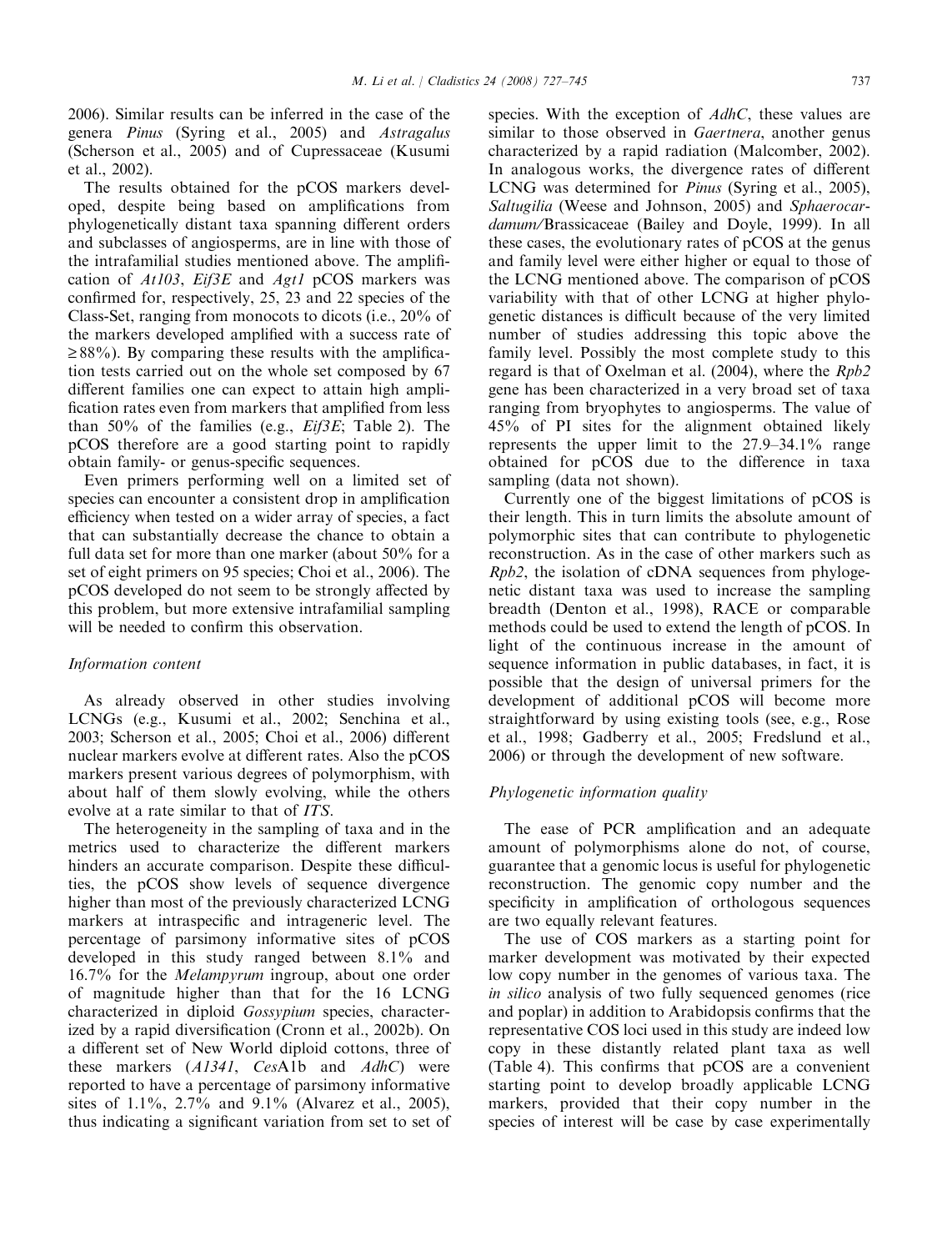2006). Similar results can be inferred in the case of the genera *Pinus* (Syring et al., 2005) and *Astragalus* (Scherson et al., 2005) and of Cupressaceae (Kusumi et al., 2002).

The results obtained for the pCOS markers developed, despite being based on amplifications from phylogenetically distant taxa spanning different orders and subclasses of angiosperms, are in line with those of the intrafamilial studies mentioned above. The amplification of *At103*, *Eif3E* and *Agt1* pCOS markers was confirmed for, respectively, 25, 23 and 22 species of the Class-Set, ranging from monocots to dicots (i.e., 20% of the markers developed amplified with a success rate of ≥88%). By comparing these results with the amplification tests carried out on the whole set composed by 67 different families one can expect to attain high amplification rates even from markers that amplified from less than 50% of the families (e.g., *Eif3E*; Table 2). The pCOS therefore are a good starting point to rapidly obtain family- or genus-specific sequences.

Even primers performing well on a limited set of species can encounter a consistent drop in amplification efficiency when tested on a wider array of species, a fact that can substantially decrease the chance to obtain a full data set for more than one marker (about 50% for a set of eight primers on 95 species; Choi et al., 2006). The pCOS developed do not seem to be strongly affected by this problem, but more extensive intrafamilial sampling will be needed to confirm this observation.

### Information content

As already observed in other studies involving LCNGs (e.g., Kusumi et al., 2002; Senchina et al., 2003; Scherson et al., 2005; Choi et al., 2006) different nuclear markers evolve at different rates. Also the pCOS markers present various degrees of polymorphism, with about half of them slowly evolving, while the others evolve at a rate similar to that of *ITS*.

The heterogeneity in the sampling of taxa and in the metrics used to characterize the different markers hinders an accurate comparison. Despite these difficulties, the pCOS show levels of sequence divergence higher than most of the previously characterized LCNG markers at intraspecific and intrageneric level. The percentage of parsimony informative sites of pCOS developed in this study ranged between 8.1% and 16.7% for the *Melampyrum* ingroup, about one order of magnitude higher than that for the 16 LCNG characterized in diploid *Gossypium* species, characterized by a rapid diversification (Cronn et al., 2002b). On a different set of New World diploid cottons, three of these markers (*A1341*, *Ces*A1b and *AdhC*) were reported to have a percentage of parsimony informative sites of 1.1%, 2.7% and 9.1% (Alvarez et al., 2005), thus indicating a significant variation from set to set of species. With the exception of *AdhC*, these values are similar to those observed in *Gaertnera*, another genus characterized by a rapid radiation (Malcomber, 2002). In analogous works, the divergence rates of different LCNG was determined for *Pinus* (Syring et al., 2005), *Saltugilia* (Weese and Johnson, 2005) and *Sphaerocardamum*/Brassicaceae (Bailey and Doyle, 1999). In all these cases, the evolutionary rates of pCOS at the genus and family level were either higher or equal to those of the LCNG mentioned above. The comparison of pCOS variability with that of other LCNG at higher phylogenetic distances is difficult because of the very limited number of studies addressing this topic above the family level. Possibly the most complete study to this regard is that of Oxelman et al. (2004), where the *Rpb2* gene has been characterized in a very broad set of taxa ranging from bryophytes to angiosperms. The value of 45% of PI sites for the alignment obtained likely represents the upper limit to the 27.9–34.1% range obtained for pCOS due to the difference in taxa sampling (data not shown).

Currently one of the biggest limitations of pCOS is their length. This in turn limits the absolute amount of polymorphic sites that can contribute to phylogenetic reconstruction. As in the case of other markers such as *Rpb2*, the isolation of cDNA sequences from phylogenetic distant taxa was used to increase the sampling breadth (Denton et al., 1998), RACE or comparable methods could be used to extend the length of pCOS. In light of the continuous increase in the amount of sequence information in public databases, in fact, it is possible that the design of universal primers for the development of additional pCOS will become more straightforward by using existing tools (see, e.g., Rose et al., 1998; Gadberry et al., 2005; Fredslund et al., 2006) or through the development of new software.

### Phylogenetic information quality

The ease of PCR amplification and an adequate amount of polymorphisms alone do not, of course, guarantee that a genomic locus is useful for phylogenetic reconstruction. The genomic copy number and the specificity in amplification of orthologous sequences are two equally relevant features.

The use of COS markers as a starting point for marker development was motivated by their expected low copy number in the genomes of various taxa. The *in silico* analysis of two fully sequenced genomes (rice and poplar) in addition to Arabidopsis confirms that the representative COS loci used in this study are indeed low copy in these distantly related plant taxa as well (Table 4). This confirms that pCOS are a convenient starting point to develop broadly applicable LCNG markers, provided that their copy number in the species of interest will be case by case experimentally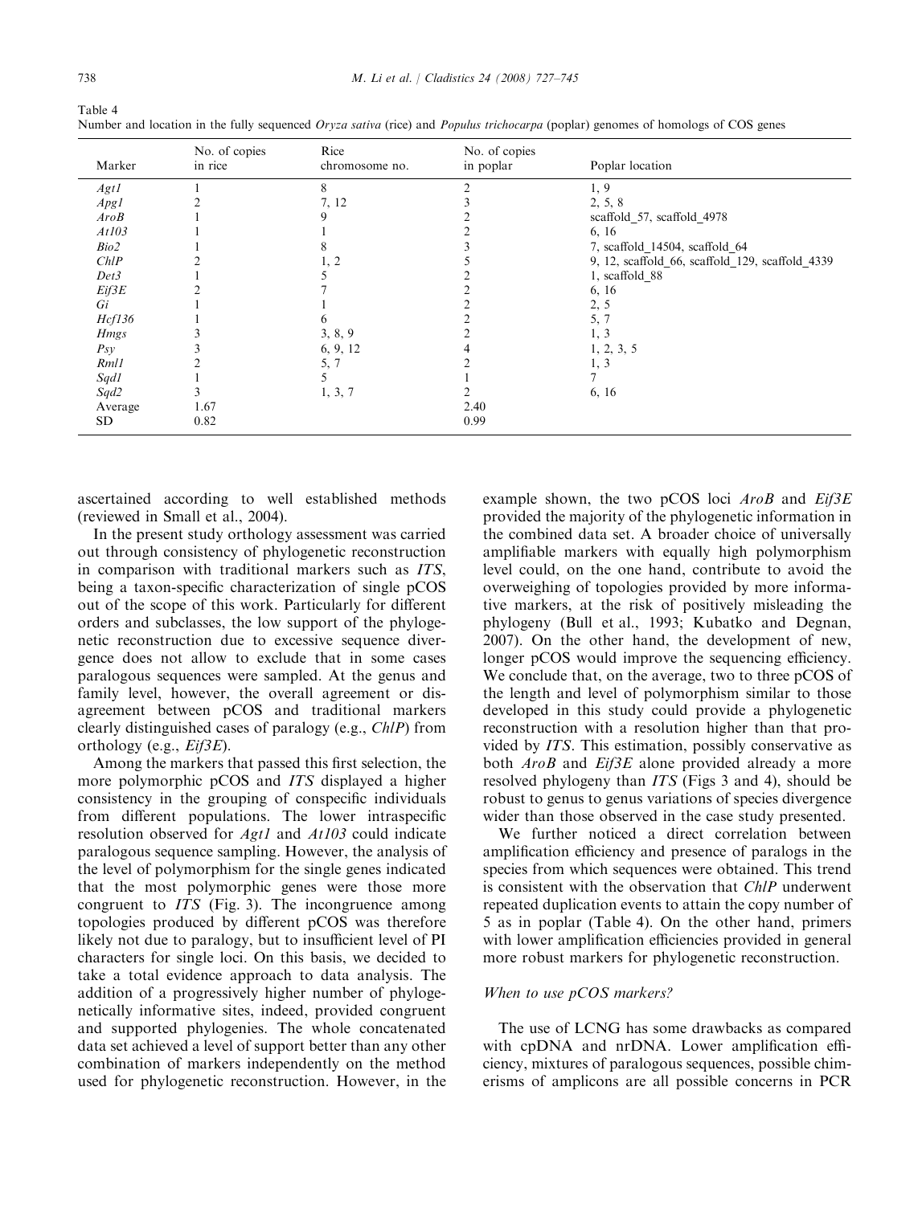Table 4
Number and location in the fully sequenced *Oryza sativa* (rice) and *Populus trichocarpa* (poplar) genomes of homologs of COS genes

| Marker | No. of copies in rice | Rice chromosome no. | No. of copies in poplar | Poplar location |
|---|---|---|---|---|
| *Agt1* | 1 | 8 | 2 | 1, 9 |
| *Apg1* | 2 | 7, 12 | 3 | 2, 5, 8 |
| *AroB* | 1 | 9 | 2 | scaffold_57, scaffold_4978 |
| *At103* | 1 | 1 | 2 | 6, 16 |
| *Bio2* | 1 | 8 | 3 | 7, scaffold_14504, scaffold_64 |
| *ChlP* | 2 | 1, 2 | 5 | 9, 12, scaffold_66, scaffold_129, scaffold_4339 |
| *Det3* | 1 | 5 | 2 | 1, scaffold_88 |
| *Eif3E* | 2 | 7 | 2 | 6, 16 |
| *Gi* | 1 | 1 | 2 | 2, 5 |
| *Hcf136* | 1 | 6 | 2 | 5, 7 |
| *Hmgs* | 3 | 3, 8, 9 | 2 | 1, 3 |
| *Psy* | 3 | 6, 9, 12 | 4 | 1, 2, 3, 5 |
| *Rml1* | 2 | 5, 7 | 2 | 1, 3 |
| *Sqd1* | 1 | 5 | 1 | 7 |
| *Sqd2* | 3 | 1, 3, 7 | 2 | 6, 16 |
| Average | 1.67 | | 2.40 | |
| SD | 0.82 | | 0.99 | |

ascertained according to well established methods (reviewed in Small et al., 2004).

In the present study orthology assessment was carried out through consistency of phylogenetic reconstruction in comparison with traditional markers such as *ITS*, being a taxon-specific characterization of single pCOS out of the scope of this work. Particularly for different orders and subclasses, the low support of the phylogenetic reconstruction due to excessive sequence divergence does not allow to exclude that in some cases paralogous sequences were sampled. At the genus and family level, however, the overall agreement or disagreement between pCOS and traditional markers clearly distinguished cases of paralogy (e.g., *ChlP*) from orthology (e.g., *Eif3E*).

Among the markers that passed this first selection, the more polymorphic pCOS and *ITS* displayed a higher consistency in the grouping of conspecific individuals from different populations. The lower intraspecific resolution observed for *Agt1* and *At103* could indicate paralogous sequence sampling. However, the analysis of the level of polymorphism for the single genes indicated that the most polymorphic genes were those more congruent to *ITS* (Fig. 3). The incongruence among topologies produced by different pCOS was therefore likely not due to paralogy, but to insufficient level of PI characters for single loci. On this basis, we decided to take a total evidence approach to data analysis. The addition of a progressively higher number of phylogenetically informative sites, indeed, provided congruent and supported phylogenies. The whole concatenated data set achieved a level of support better than any other combination of markers independently on the method used for phylogenetic reconstruction. However, in the example shown, the two pCOS loci *AroB* and *Eif3E* provided the majority of the phylogenetic information in the combined data set. A broader choice of universally amplifiable markers with equally high polymorphism level could, on the one hand, contribute to avoid the overweighing of topologies provided by more informative markers, at the risk of positively misleading the phylogeny (Bull et al., 1993; Kubatko and Degnan, 2007). On the other hand, the development of new, longer pCOS would improve the sequencing efficiency. We conclude that, on the average, two to three pCOS of the length and level of polymorphism similar to those developed in this study could provide a phylogenetic reconstruction with a resolution higher than that provided by *ITS*. This estimation, possibly conservative as both *AroB* and *Eif3E* alone provided already a more resolved phylogeny than *ITS* (Figs 3 and 4), should be robust to genus to genus variations of species divergence wider than those observed in the case study presented.

We further noticed a direct correlation between amplification efficiency and presence of paralogs in the species from which sequences were obtained. This trend is consistent with the observation that *ChlP* underwent repeated duplication events to attain the copy number of 5 as in poplar (Table 4). On the other hand, primers with lower amplification efficiencies provided in general more robust markers for phylogenetic reconstruction.

### *When to use pCOS markers?*

The use of LCNG has some drawbacks as compared with cpDNA and nrDNA. Lower amplification efficiency, mixtures of paralogous sequences, possible chimerisms of amplicons are all possible concerns in PCR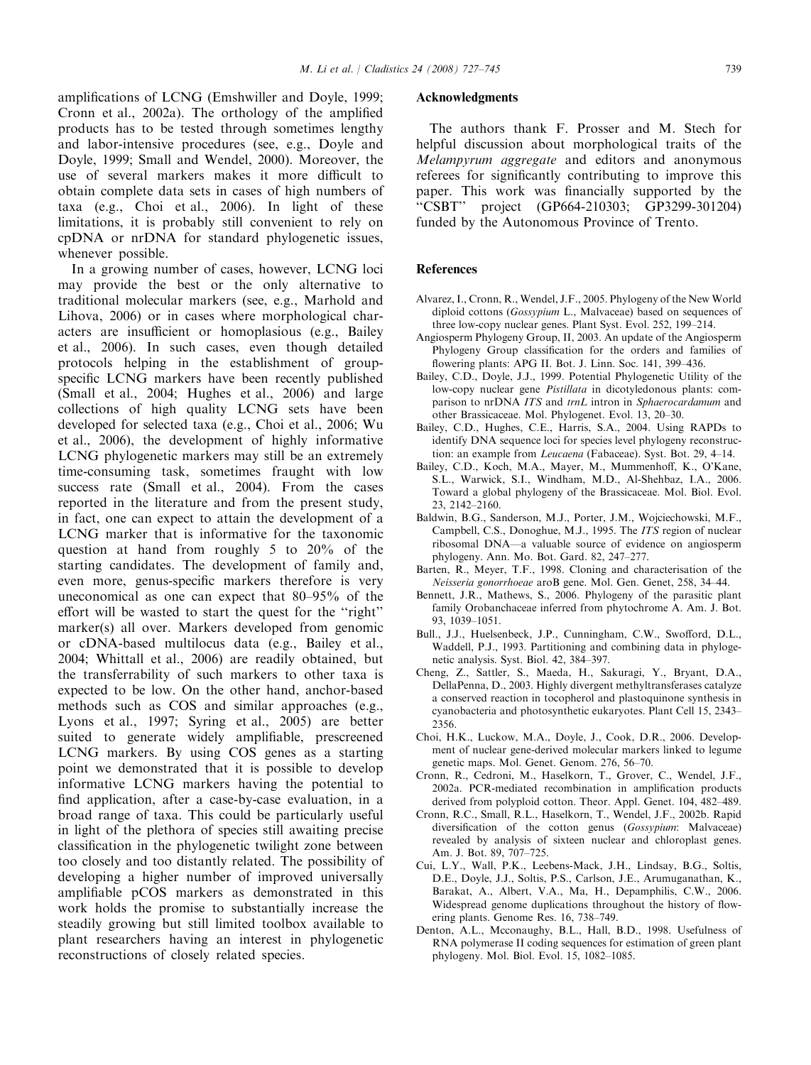amplifications of LCNG (Emshwiller and Doyle, 1999; Cronn et al., 2002a). The orthology of the amplified products has to be tested through sometimes lengthy and labor-intensive procedures (see, e.g., Doyle and Doyle, 1999; Small and Wendel, 2000). Moreover, the use of several markers makes it more difficult to obtain complete data sets in cases of high numbers of taxa (e.g., Choi et al., 2006). In light of these limitations, it is probably still convenient to rely on cpDNA or nrDNA for standard phylogenetic issues, whenever possible.

In a growing number of cases, however, LCNG loci may provide the best or the only alternative to traditional molecular markers (see, e.g., Marhold and Lihova, 2006) or in cases where morphological characters are insufficient or homoplasious (e.g., Bailey et al., 2006). In such cases, even though detailed protocols helping in the establishment of group-specific LCNG markers have been recently published (Small et al., 2004; Hughes et al., 2006) and large collections of high quality LCNG sets have been developed for selected taxa (e.g., Choi et al., 2006; Wu et al., 2006), the development of highly informative LCNG phylogenetic markers may still be an extremely time-consuming task, sometimes fraught with low success rate (Small et al., 2004). From the cases reported in the literature and from the present study, in fact, one can expect to attain the development of a LCNG marker that is informative for the taxonomic question at hand from roughly 5 to 20% of the starting candidates. The development of family and, even more, genus-specific markers therefore is very uneconomical as one can expect that 80–95% of the effort will be wasted to start the quest for the ''right'' marker(s) all over. Markers developed from genomic or cDNA-based multilocus data (e.g., Bailey et al., 2004; Whittall et al., 2006) are readily obtained, but the transferrability of such markers to other taxa is expected to be low. On the other hand, anchor-based methods such as COS and similar approaches (e.g., Lyons et al., 1997; Syring et al., 2005) are better suited to generate widely amplifiable, prescreened LCNG markers. By using COS genes as a starting point we demonstrated that it is possible to develop informative LCNG markers having the potential to find application, after a case-by-case evaluation, in a broad range of taxa. This could be particularly useful in light of the plethora of species still awaiting precise classification in the phylogenetic twilight zone between too closely and too distantly related. The possibility of developing a higher number of improved universally amplifiable pCOS markers as demonstrated in this work holds the promise to substantially increase the steadily growing but still limited toolbox available to plant researchers having an interest in phylogenetic reconstructions of closely related species.

## Acknowledgments

The authors thank F. Prosser and M. Stech for helpful discussion about morphological traits of the *Melampyrum aggregate* and editors and anonymous referees for significantly contributing to improve this paper. This work was financially supported by the ''CSBT'' project (GP664-210303; GP3299-301204) funded by the Autonomous Province of Trento.

## References

Alvarez, I., Cronn, R., Wendel, J.F., 2005. Phylogeny of the New World diploid cottons (*Gossypium* L., Malvaceae) based on sequences of three low-copy nuclear genes. Plant Syst. Evol. 252, 199–214.

Angiosperm Phylogeny Group, II, 2003. An update of the Angiosperm Phylogeny Group classification for the orders and families of flowering plants: APG II. Bot. J. Linn. Soc. 141, 399–436.

Bailey, C.D., Doyle, J.J., 1999. Potential Phylogenetic Utility of the low-copy nuclear gene *Pistillata* in dicotyledonous plants: comparison to nrDNA *ITS* and *trnL* intron in *Sphaerocardamum* and other Brassicaceae. Mol. Phylogenet. Evol. 13, 20–30.

Bailey, C.D., Hughes, C.E., Harris, S.A., 2004. Using RAPDs to identify DNA sequence loci for species level phylogeny reconstruction: an example from *Leucaena* (Fabaceae). Syst. Bot. 29, 4–14.

Bailey, C.D., Koch, M.A., Mayer, M., Mummenhoff, K., O'Kane, S.L., Warwick, S.I., Windham, M.D., Al-Shehbaz, I.A., 2006. Toward a global phylogeny of the Brassicaceae. Mol. Biol. Evol. 23, 2142–2160.

Baldwin, B.G., Sanderson, M.J., Porter, J.M., Wojciechowski, M.F., Campbell, C.S., Donoghue, M.J., 1995. The *ITS* region of nuclear ribosomal DNA—a valuable source of evidence on angiosperm phylogeny. Ann. Mo. Bot. Gard. 82, 247–277.

Barten, R., Meyer, T.F., 1998. Cloning and characterisation of the *Neisseria gonorrhoeae* aroB gene. Mol. Gen. Genet, 258, 34–44.

Bennett, J.R., Mathews, S., 2006. Phylogeny of the parasitic plant family Orobanchaceae inferred from phytochrome A. Am. J. Bot. 93, 1039–1051.

Bull., J.J., Huelsenbeck, J.P., Cunningham, C.W., Swofford, D.L., Waddell, P.J., 1993. Partitioning and combining data in phylogenetic analysis. Syst. Biol. 42, 384–397.

Cheng, Z., Sattler, S., Maeda, H., Sakuragi, Y., Bryant, D.A., DellaPenna, D., 2003. Highly divergent methyltransferases catalyze a conserved reaction in tocopherol and plastoquinone synthesis in cyanobacteria and photosynthetic eukaryotes. Plant Cell 15, 2343–2356.

Choi, H.K., Luckow, M.A., Doyle, J., Cook, D.R., 2006. Development of nuclear gene-derived molecular markers linked to legume genetic maps. Mol. Genet. Genom. 276, 56–70.

Cronn, R., Cedroni, M., Haselkorn, T., Grover, C., Wendel, J.F., 2002a. PCR-mediated recombination in amplification products derived from polyploid cotton. Theor. Appl. Genet. 104, 482–489.

Cronn, R.C., Small, R.L., Haselkorn, T., Wendel, J.F., 2002b. Rapid diversification of the cotton genus (*Gossypium*: Malvaceae) revealed by analysis of sixteen nuclear and chloroplast genes. Am. J. Bot. 89, 707–725.

Cui, L.Y., Wall, P.K., Leebens-Mack, J.H., Lindsay, B.G., Soltis, D.E., Doyle, J.J., Soltis, P.S., Carlson, J.E., Arumuganathan, K., Barakat, A., Albert, V.A., Ma, H., Depamphilis, C.W., 2006. Widespread genome duplications throughout the history of flowering plants. Genome Res. 16, 738–749.

Denton, A.L., Mcconaughy, B.L., Hall, B.D., 1998. Usefulness of RNA polymerase II coding sequences for estimation of green plant phylogeny. Mol. Biol. Evol. 15, 1082–1085.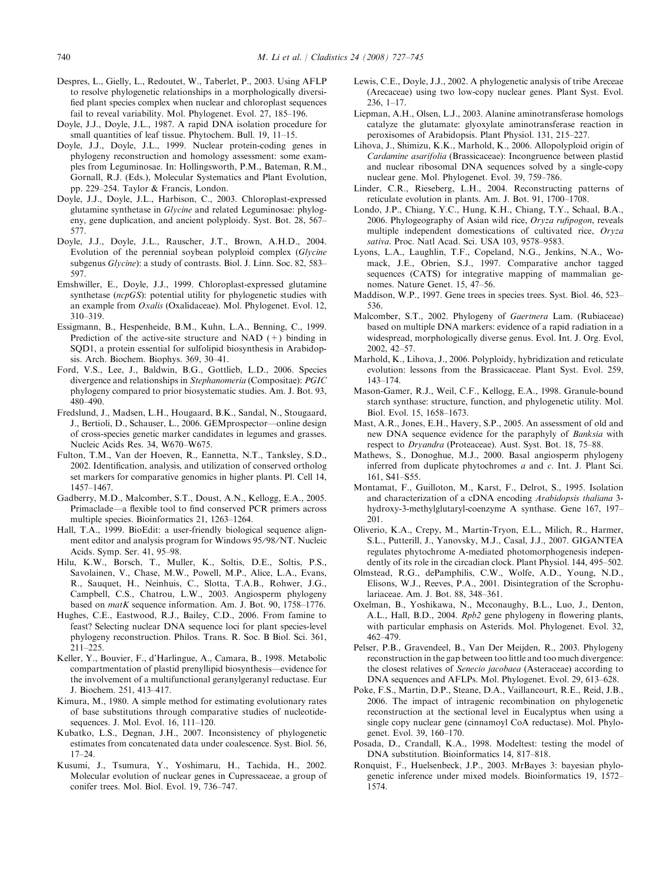Despres, L., Gielly, L., Redoutet, W., Taberlet, P., 2003. Using AFLP to resolve phylogenetic relationships in a morphologically diversified plant species complex when nuclear and chloroplast sequences fail to reveal variability. Mol. Phylogenet. Evol. 27, 185–196.

Doyle, J.J., Doyle, J.L., 1987. A rapid DNA isolation procedure for small quantities of leaf tissue. Phytochem. Bull. 19, 11–15.

Doyle, J.J., Doyle, J.L., 1999. Nuclear protein-coding genes in phylogeny reconstruction and homology assessment: some examples from Leguminosae. In: Hollingsworth, P.M., Bateman, R.M., Gornall, R.J. (Eds.), Molecular Systematics and Plant Evolution, pp. 229–254. Taylor & Francis, London.

Doyle, J.J., Doyle, J.L., Harbison, C., 2003. Chloroplast-expressed glutamine synthetase in *Glycine* and related Leguminosae: phylogeny, gene duplication, and ancient polyploidy. Syst. Bot. 28, 567–577.

Doyle, J.J., Doyle, J.L., Rauscher, J.T., Brown, A.H.D., 2004. Evolution of the perennial soybean polyploid complex (*Glycine* subgenus *Glycine*): a study of contrasts. Biol. J. Linn. Soc. 82, 583–597.

Emshwiller, E., Doyle, J.J., 1999. Chloroplast-expressed glutamine synthetase (*ncpGS*): potential utility for phylogenetic studies with an example from *Oxalis* (Oxalidaceae). Mol. Phylogenet. Evol. 12, 310–319.

Essigmann, B., Hespenheide, B.M., Kuhn, L.A., Benning, C., 1999. Prediction of the active-site structure and NAD (+) binding in SQD1, a protein essential for sulfolipid biosynthesis in Arabidopsis. Arch. Biochem. Biophys. 369, 30–41.

Ford, V.S., Lee, J., Baldwin, B.G., Gottlieb, L.D., 2006. Species divergence and relationships in *Stephanomeria* (Compositae): *PGIC* phylogeny compared to prior biosystematic studies. Am. J. Bot. 93, 480–490.

Fredslund, J., Madsen, L.H., Hougaard, B.K., Sandal, N., Stougaard, J., Bertioli, D., Schauser, L., 2006. GEMprospector—online design of cross-species genetic marker candidates in legumes and grasses. Nucleic Acids Res. 34, W670–W675.

Fulton, T.M., Van der Hoeven, R., Eannetta, N.T., Tanksley, S.D., 2002. Identification, analysis, and utilization of conserved ortholog set markers for comparative genomics in higher plants. Pl. Cell 14, 1457–1467.

Gadberry, M.D., Malcomber, S.T., Doust, A.N., Kellogg, E.A., 2005. Primaclade—a flexible tool to find conserved PCR primers across multiple species. Bioinformatics 21, 1263–1264.

Hall, T.A., 1999. BioEdit: a user-friendly biological sequence alignment editor and analysis program for Windows 95/98/NT. Nucleic Acids. Symp. Ser. 41, 95–98.

Hilu, K.W., Borsch, T., Muller, K., Soltis, D.E., Soltis, P.S., Savolainen, V., Chase, M.W., Powell, M.P., Alice, L.A., Evans, R., Sauquet, H., Neinhuis, C., Slotta, T.A.B., Rohwer, J.G., Campbell, C.S., Chatrou, L.W., 2003. Angiosperm phylogeny based on *matK* sequence information. Am. J. Bot. 90, 1758–1776.

Hughes, C.E., Eastwood, R.J., Bailey, C.D., 2006. From famine to feast? Selecting nuclear DNA sequence loci for plant species-level phylogeny reconstruction. Philos. Trans. R. Soc. B Biol. Sci. 361, 211–225.

Keller, Y., Bouvier, F., d'Harlingue, A., Camara, B., 1998. Metabolic compartmentation of plastid prenyllipid biosynthesis—evidence for the involvement of a multifunctional geranylgeranyl reductase. Eur J. Biochem. 251, 413–417.

Kimura, M., 1980. A simple method for estimating evolutionary rates of base substitutions through comparative studies of nucleotide-sequences. J. Mol. Evol. 16, 111–120.

Kubatko, L.S., Degnan, J.H., 2007. Inconsistency of phylogenetic estimates from concatenated data under coalescence. Syst. Biol. 56, 17–24.

Kusumi, J., Tsumura, Y., Yoshimaru, H., Tachida, H., 2002. Molecular evolution of nuclear genes in Cupressaceae, a group of conifer trees. Mol. Biol. Evol. 19, 736–747.

Lewis, C.E., Doyle, J.J., 2002. A phylogenetic analysis of tribe Areceae (Arecaceae) using two low-copy nuclear genes. Plant Syst. Evol. 236, 1–17.

Liepman, A.H., Olsen, L.J., 2003. Alanine aminotransferase homologs catalyze the glutamate: glyoxylate aminotransferase reaction in peroxisomes of Arabidopsis. Plant Physiol. 131, 215–227.

Lihova, J., Shimizu, K.K., Marhold, K., 2006. Allopolyploid origin of *Cardamine asarifolia* (Brassicaceae): Incongruence between plastid and nuclear ribosomal DNA sequences solved by a single-copy nuclear gene. Mol. Phylogenet. Evol. 39, 759–786.

Linder, C.R., Rieseberg, L.H., 2004. Reconstructing patterns of reticulate evolution in plants. Am. J. Bot. 91, 1700–1708.

Londo, J.P., Chiang, Y.C., Hung, K.H., Chiang, T.Y., Schaal, B.A., 2006. Phylogeography of Asian wild rice, *Oryza rufipogon*, reveals multiple independent domestications of cultivated rice, *Oryza sativa*. Proc. Natl Acad. Sci. USA 103, 9578–9583.

Lyons, L.A., Laughlin, T.F., Copeland, N.G., Jenkins, N.A., Womack, J.E., Obrien, S.J., 1997. Comparative anchor tagged sequences (CATS) for integrative mapping of mammalian genomes. Nature Genet. 15, 47–56.

Maddison, W.P., 1997. Gene trees in species trees. Syst. Biol. 46, 523–536.

Malcomber, S.T., 2002. Phylogeny of *Gaertnera* Lam. (Rubiaceae) based on multiple DNA markers: evidence of a rapid radiation in a widespread, morphologically diverse genus. Evol. Int. J. Org. Evol, 2002, 42–57.

Marhold, K., Lihova, J., 2006. Polyploidy, hybridization and reticulate evolution: lessons from the Brassicaceae. Plant Syst. Evol. 259, 143–174.

Mason-Gamer, R.J., Weil, C.F., Kellogg, E.A., 1998. Granule-bound starch synthase: structure, function, and phylogenetic utility. Mol. Biol. Evol. 15, 1658–1673.

Mast, A.R., Jones, E.H., Havery, S.P., 2005. An assessment of old and new DNA sequence evidence for the paraphyly of *Banksia* with respect to *Dryandra* (Proteaceae). Aust. Syst. Bot. 18, 75–88.

Mathews, S., Donoghue, M.J., 2000. Basal angiosperm phylogeny inferred from duplicate phytochromes *a* and *c*. Int. J. Plant Sci. 161, S41–S55.

Montamat, F., Guilloton, M., Karst, F., Delrot, S., 1995. Isolation and characterization of a cDNA encoding *Arabidopsis thaliana* 3-hydroxy-3-methylglutaryl-coenzyme A synthase. Gene 167, 197–201.

Oliverio, K.A., Crepy, M., Martin-Tryon, E.L., Milich, R., Harmer, S.L., Putterill, J., Yanovsky, M.J., Casal, J.J., 2007. GIGANTEA regulates phytochrome A-mediated photomorphogenesis independently of its role in the circadian clock. Plant Physiol. 144, 495–502.

Olmstead, R.G., dePamphilis, C.W., Wolfe, A.D., Young, N.D., Elisons, W.J., Reeves, P.A., 2001. Disintegration of the Scrophulariaceae. Am. J. Bot. 88, 348–361.

Oxelman, B., Yoshikawa, N., Mcconaughy, B.L., Luo, J., Denton, A.L., Hall, B.D., 2004. *Rpb2* gene phylogeny in flowering plants, with particular emphasis on Asterids. Mol. Phylogenet. Evol. 32, 462–479.

Pelser, P.B., Gravendeel, B., Van Der Meijden, R., 2003. Phylogeny reconstruction in the gap between too little and too much divergence: the closest relatives of *Senecio jacobaea* (Asteraceae) according to DNA sequences and AFLPs. Mol. Phylogenet. Evol. 29, 613–628.

Poke, F.S., Martin, D.P., Steane, D.A., Vaillancourt, R.E., Reid, J.B., 2006. The impact of intragenic recombination on phylogenetic reconstruction at the sectional level in Eucalyptus when using a single copy nuclear gene (cinnamoyl CoA reductase). Mol. Phylogenet. Evol. 39, 160–170.

Posada, D., Crandall, K.A., 1998. Modeltest: testing the model of DNA substitution. Bioinformatics 14, 817–818.

Ronquist, F., Huelsenbeck, J.P., 2003. MrBayes 3: bayesian phylogenetic inference under mixed models. Bioinformatics 19, 1572–1574.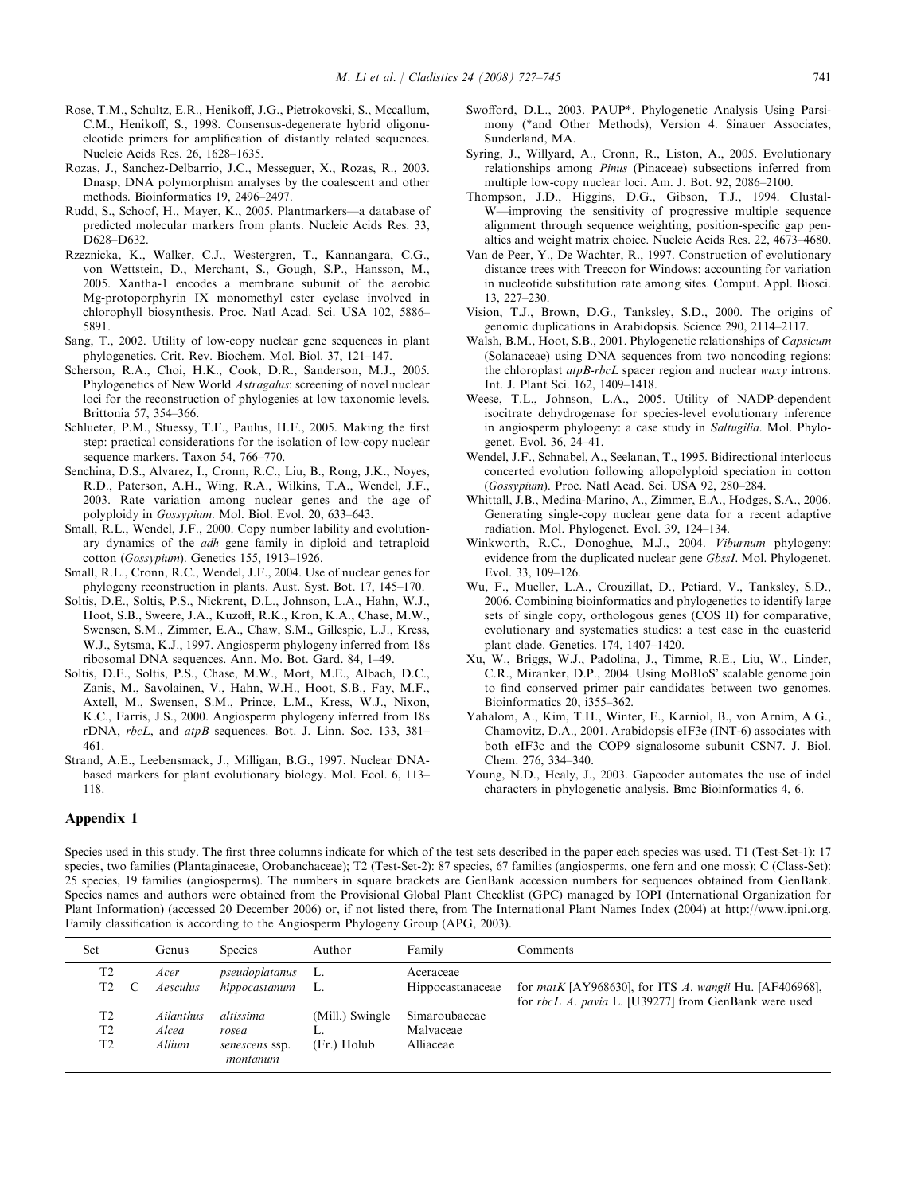Rose, T.M., Schultz, E.R., Henikoff, J.G., Pietrokovski, S., Mccallum, C.M., Henikoff, S., 1998. Consensus-degenerate hybrid oligonucleotide primers for amplification of distantly related sequences. Nucleic Acids Res. 26, 1628–1635.

Rozas, J., Sanchez-Delbarrio, J.C., Messeguer, X., Rozas, R., 2003. Dnasp, DNA polymorphism analyses by the coalescent and other methods. Bioinformatics 19, 2496–2497.

Rudd, S., Schoof, H., Mayer, K., 2005. Plantmarkers—a database of predicted molecular markers from plants. Nucleic Acids Res. 33, D628–D632.

Rzeznicka, K., Walker, C.J., Westergren, T., Kannangara, C.G., von Wettstein, D., Merchant, S., Gough, S.P., Hansson, M., 2005. Xantha-1 encodes a membrane subunit of the aerobic Mg-protoporphyrin IX monomethyl ester cyclase involved in chlorophyll biosynthesis. Proc. Natl Acad. Sci. USA 102, 5886–5891.

Sang, T., 2002. Utility of low-copy nuclear gene sequences in plant phylogenetics. Crit. Rev. Biochem. Mol. Biol. 37, 121–147.

Scherson, R.A., Choi, H.K., Cook, D.R., Sanderson, M.J., 2005. Phylogenetics of New World *Astragalus*: screening of novel nuclear loci for the reconstruction of phylogenies at low taxonomic levels. Brittonia 57, 354–366.

Schlueter, P.M., Stuessy, T.F., Paulus, H.F., 2005. Making the first step: practical considerations for the isolation of low-copy nuclear sequence markers. Taxon 54, 766–770.

Senchina, D.S., Alvarez, I., Cronn, R.C., Liu, B., Rong, J.K., Noyes, R.D., Paterson, A.H., Wing, R.A., Wilkins, T.A., Wendel, J.F., 2003. Rate variation among nuclear genes and the age of polyploidy in *Gossypium*. Mol. Biol. Evol. 20, 633–643.

Small, R.L., Wendel, J.F., 2000. Copy number lability and evolutionary dynamics of the *adh* gene family in diploid and tetraploid cotton (*Gossypium*). Genetics 155, 1913–1926.

Small, R.L., Cronn, R.C., Wendel, J.F., 2004. Use of nuclear genes for phylogeny reconstruction in plants. Aust. Syst. Bot. 17, 145–170.

Soltis, D.E., Soltis, P.S., Nickrent, D.L., Johnson, L.A., Hahn, W.J., Hoot, S.B., Sweere, J.A., Kuzoff, R.K., Kron, K.A., Chase, M.W., Swensen, S.M., Zimmer, E.A., Chaw, S.M., Gillespie, L.J., Kress, W.J., Sytsma, K.J., 1997. Angiosperm phylogeny inferred from 18s ribosomal DNA sequences. Ann. Mo. Bot. Gard. 84, 1–49.

Soltis, D.E., Soltis, P.S., Chase, M.W., Mort, M.E., Albach, D.C., Zanis, M., Savolainen, V., Hahn, W.H., Hoot, S.B., Fay, M.F., Axtell, M., Swensen, S.M., Prince, L.M., Kress, W.J., Nixon, K.C., Farris, J.S., 2000. Angiosperm phylogeny inferred from 18s rDNA, *rbcL*, and *atpB* sequences. Bot. J. Linn. Soc. 133, 381–461.

Strand, A.E., Leebensmack, J., Milligan, B.G., 1997. Nuclear DNA-based markers for plant evolutionary biology. Mol. Ecol. 6, 113–118.

Swofford, D.L., 2003. PAUP*. Phylogenetic Analysis Using Parsimony (*and Other Methods), Version 4. Sinauer Associates, Sunderland, MA.

Syring, J., Willyard, A., Cronn, R., Liston, A., 2005. Evolutionary relationships among *Pinus* (Pinaceae) subsections inferred from multiple low-copy nuclear loci. Am. J. Bot. 92, 2086–2100.

Thompson, J.D., Higgins, D.G., Gibson, T.J., 1994. Clustal-W—improving the sensitivity of progressive multiple sequence alignment through sequence weighting, position-specific gap penalties and weight matrix choice. Nucleic Acids Res. 22, 4673–4680.

Van de Peer, Y., De Wachter, R., 1997. Construction of evolutionary distance trees with Treecon for Windows: accounting for variation in nucleotide substitution rate among sites. Comput. Appl. Biosci. 13, 227–230.

Vision, T.J., Brown, D.G., Tanksley, S.D., 2000. The origins of genomic duplications in Arabidopsis. Science 290, 2114–2117.

Walsh, B.M., Hoot, S.B., 2001. Phylogenetic relationships of *Capsicum* (Solanaceae) using DNA sequences from two noncoding regions: the chloroplast *atpB-rbcL* spacer region and nuclear *waxy* introns. Int. J. Plant Sci. 162, 1409–1418.

Weese, T.L., Johnson, L.A., 2005. Utility of NADP-dependent isocitrate dehydrogenase for species-level evolutionary inference in angiosperm phylogeny: a case study in *Saltugilia*. Mol. Phylogenet. Evol. 36, 24–41.

Wendel, J.F., Schnabel, A., Seelanan, T., 1995. Bidirectional interlocus concerted evolution following allopolyploid speciation in cotton (*Gossypium*). Proc. Natl Acad. Sci. USA 92, 280–284.

Whittall, J.B., Medina-Marino, A., Zimmer, E.A., Hodges, S.A., 2006. Generating single-copy nuclear gene data for a recent adaptive radiation. Mol. Phylogenet. Evol. 39, 124–134.

Winkworth, R.C., Donoghue, M.J., 2004. *Viburnum* phylogeny: evidence from the duplicated nuclear gene *GbssI*. Mol. Phylogenet. Evol. 33, 109–126.

Wu, F., Mueller, L.A., Crouzillat, D., Petiard, V., Tanksley, S.D., 2006. Combining bioinformatics and phylogenetics to identify large sets of single copy, orthologous genes (COS II) for comparative, evolutionary and systematics studies: a test case in the euasterid plant clade. Genetics. 174, 1407–1420.

Xu, W., Briggs, W.J., Padolina, J., Timme, R.E., Liu, W., Linder, C.R., Miranker, D.P., 2004. Using MoBIoS' scalable genome join to find conserved primer pair candidates between two genomes. Bioinformatics 20, i355–362.

Yahalom, A., Kim, T.H., Winter, E., Karniol, B., von Arnim, A.G., Chamovitz, D.A., 2001. Arabidopsis eIF3e (INT-6) associates with both eIF3c and the COP9 signalosome subunit CSN7. J. Biol. Chem. 276, 334–340.

Young, N.D., Healy, J., 2003. Gapcoder automates the use of indel characters in phylogenetic analysis. Bmc Bioinformatics 4, 6.

## Appendix 1

Species used in this study. The first three columns indicate for which of the test sets described in the paper each species was used. T1 (Test-Set-1): 17 species, two families (Plantaginaceae, Orobanchaceae); T2 (Test-Set-2): 87 species, 67 families (angiosperms, one fern and one moss); C (Class-Set): 25 species, 19 families (angiosperms). The numbers in square brackets are GenBank accession numbers for sequences obtained from GenBank. Species names and authors were obtained from the Provisional Global Plant Checklist (GPC) managed by IOPI (International Organization for Plant Information) (accessed 20 December 2006) or, if not listed there, from The International Plant Names Index (2004) at http://www.ipni.org. Family classification is according to the Angiosperm Phylogeny Group (APG, 2003).

| Set | | | Genus | Species | Author | Family | Comments |
|---|---|---|---|---|---|---|---|
| | T2 | | *Acer* | *pseudoplatanus* | L. | Aceraceae | |
| | T2 | C | *Aesculus* | *hippocastanum* | L. | Hippocastanaceae | for *matK* [AY968630], for ITS *A. wangii* Hu. [AF406968], for *rbcL A. pavia* L. [U39277] from GenBank were used |
| | T2 | | *Ailanthus* | *altissima* | (Mill.) Swingle | Simaroubaceae | |
| | T2 | | *Alcea* | *rosea* | L. | Malvaceae | |
| | T2 | | *Allium* | *senescens* ssp. *montanum* | (Fr.) Holub | Alliaceae | |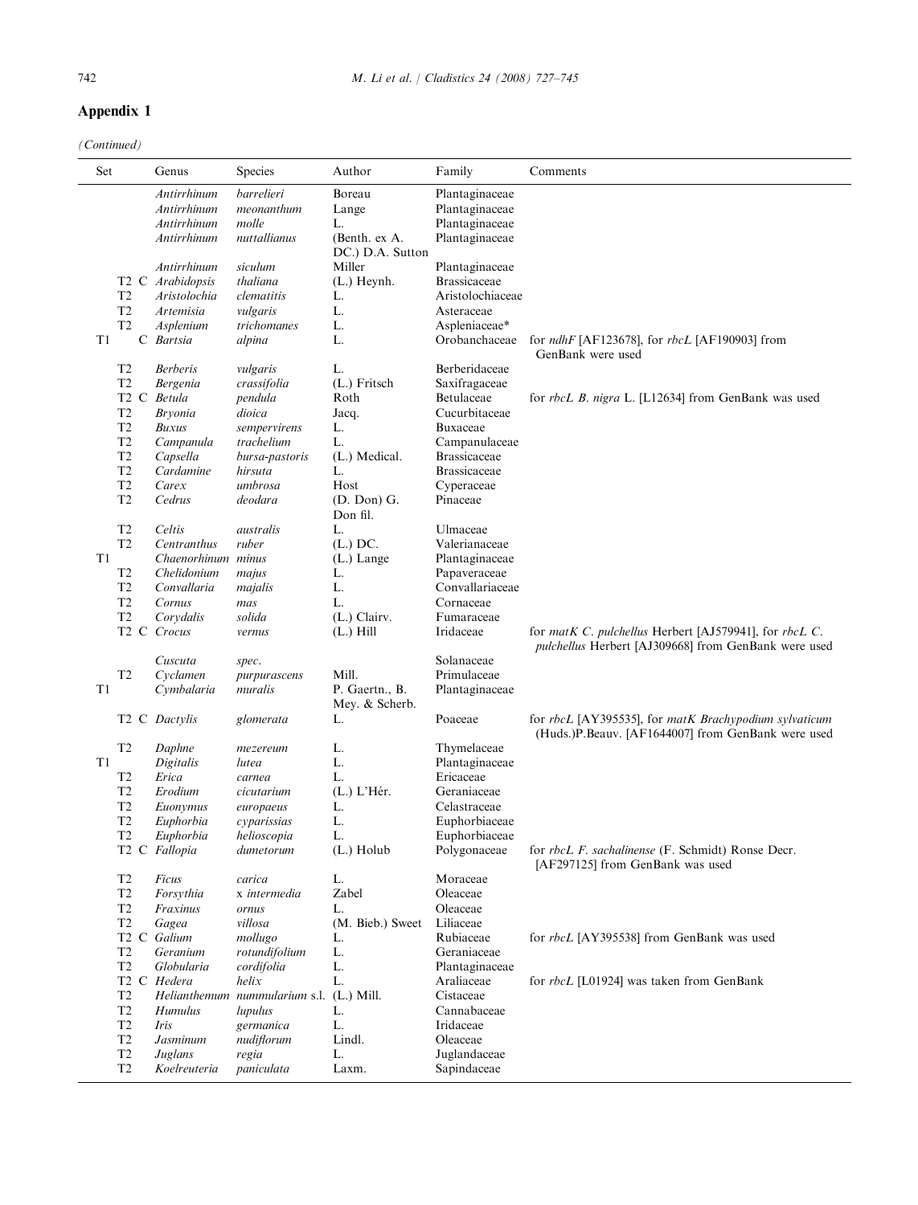## Appendix 1

*(Continued)*

| Set | | Genus | Species | Author | Family | Comments |
|---|---|---|---|---|---|---|
| | | *Antirrhinum* | *barrelieri* | Boreau | Plantaginaceae | |
| | | *Antirrhinum* | *meonanthum* | Lange | Plantaginaceae | |
| | | *Antirrhinum* | *molle* | L. | Plantaginaceae | |
| | | *Antirrhinum* | *nuttallianus* | (Benth. ex A. DC.) D.A. Sutton | Plantaginaceae | |
| | | *Antirrhinum* | *siculum* | Miller | Plantaginaceae | |
| | T2 C | *Arabidopsis* | *thaliana* | (L.) Heynh. | Brassicaceae | |
| | T2 | *Aristolochia* | *clematitis* | L. | Aristolochiaceae | |
| | T2 | *Artemisia* | *vulgaris* | L. | Asteraceae | |
| | T2 | *Asplenium* | *trichomanes* | L. | Aspleniaceae* | |
| T1 | C | *Bartsia* | *alpina* | L. | Orobanchaceae | for *ndhF* [AF123678], for *rbcL* [AF190903] from GenBank were used |
| | T2 | *Berberis* | *vulgaris* | L. | Berberidaceae | |
| | T2 | *Bergenia* | *crassifolia* | (L.) Fritsch | Saxifragaceae | |
| | T2 C | *Betula* | *pendula* | Roth | Betulaceae | for *rbcL* *B. nigra* L. [L12634] from GenBank was used |
| | T2 | *Bryonia* | *dioica* | Jacq. | Cucurbitaceae | |
| | T2 | *Buxus* | *sempervirens* | L. | Buxaceae | |
| | T2 | *Campanula* | *trachelium* | L. | Campanulaceae | |
| | T2 | *Capsella* | *bursa-pastoris* | (L.) Medical. | Brassicaceae | |
| | T2 | *Cardamine* | *hirsuta* | L. | Brassicaceae | |
| | T2 | *Carex* | *umbrosa* | Host | Cyperaceae | |
| | T2 | *Cedrus* | *deodara* | (D. Don) G. Don fil. | Pinaceae | |
| | T2 | *Celtis* | *australis* | L. | Ulmaceae | |
| | T2 | *Centranthus* | *ruber* | (L.) DC. | Valerianaceae | |
| T1 | | *Chaenorhinum* | *minus* | (L.) Lange | Plantaginaceae | |
| | T2 | *Chelidonium* | *majus* | L. | Papaveraceae | |
| | T2 | *Convallaria* | *majalis* | L. | Convallariaceae | |
| | T2 | *Cornus* | *mas* | L. | Cornaceae | |
| | T2 | *Corydalis* | *solida* | (L.) Clairv. | Fumaraceae | |
| | T2 C | *Crocus* | *vernus* | (L.) Hill | Iridaceae | for *matK* *C. pulchellus* Herbert [AJ579941], for *rbcL* *C. pulchellus* Herbert [AJ309668] from GenBank were used |
| | | *Cuscuta* | *spec.* | | Solanaceae | |
| | T2 | *Cyclamen* | *purpurascens* | Mill. | Primulaceae | |
| T1 | | *Cymbalaria* | *muralis* | P. Gaertn., B. Mey. & Scherb. | Plantaginaceae | |
| | T2 C | *Dactylis* | *glomerata* | L. | Poaceae | for *rbcL* [AY395535], for *matK* *Brachypodium sylvaticum* (Huds.)P.Beauv. [AF1644007] from GenBank were used |
| | T2 | *Daphne* | *mezereum* | L. | Thymelaceae | |
| T1 | | *Digitalis* | *lutea* | L. | Plantaginaceae | |
| | T2 | *Erica* | *carnea* | L. | Ericaceae | |
| | T2 | *Erodium* | *cicutarium* | (L.) L'Hér. | Geraniaceae | |
| | T2 | *Euonymus* | *europaeus* | L. | Celastraceae | |
| | T2 | *Euphorbia* | *cyparissias* | L. | Euphorbiaceae | |
| | T2 | *Euphorbia* | *helioscopia* | L. | Euphorbiaceae | |
| | T2 C | *Fallopia* | *dumetorum* | (L.) Holub | Polygonaceae | for *rbcL* *F. sachalinense* (F. Schmidt) Ronse Decr. [AF297125] from GenBank was used |
| | T2 | *Ficus* | *carica* | L. | Moraceae | |
| | T2 | *Forsythia* | x *intermedia* | Zabel | Oleaceae | |
| | T2 | *Fraxinus* | *ornus* | L. | Oleaceae | |
| | T2 | *Gagea* | *villosa* | (M. Bieb.) Sweet | Liliaceae | |
| | T2 C | *Galium* | *mollugo* | L. | Rubiaceae | for *rbcL* [AY395538] from GenBank was used |
| | T2 | *Geranium* | *rotundifolium* | L. | Geraniaceae | |
| | T2 | *Globularia* | *cordifolia* | L. | Plantaginaceae | |
| | T2 C | *Hedera* | *helix* | L. | Araliaceae | for *rbcL* [L01924] was taken from GenBank |
| | T2 | *Helianthemum* | *nummularium* s.l. | (L.) Mill. | Cistaceae | |
| | T2 | *Humulus* | *lupulus* | L. | Cannabaceae | |
| | T2 | *Iris* | *germanica* | L. | Iridaceae | |
| | T2 | *Jasminum* | *nudiflorum* | Lindl. | Oleaceae | |
| | T2 | *Juglans* | *regia* | L. | Juglandaceae | |
| | T2 | *Koelreuteria* | *paniculata* | Laxm. | Sapindaceae | |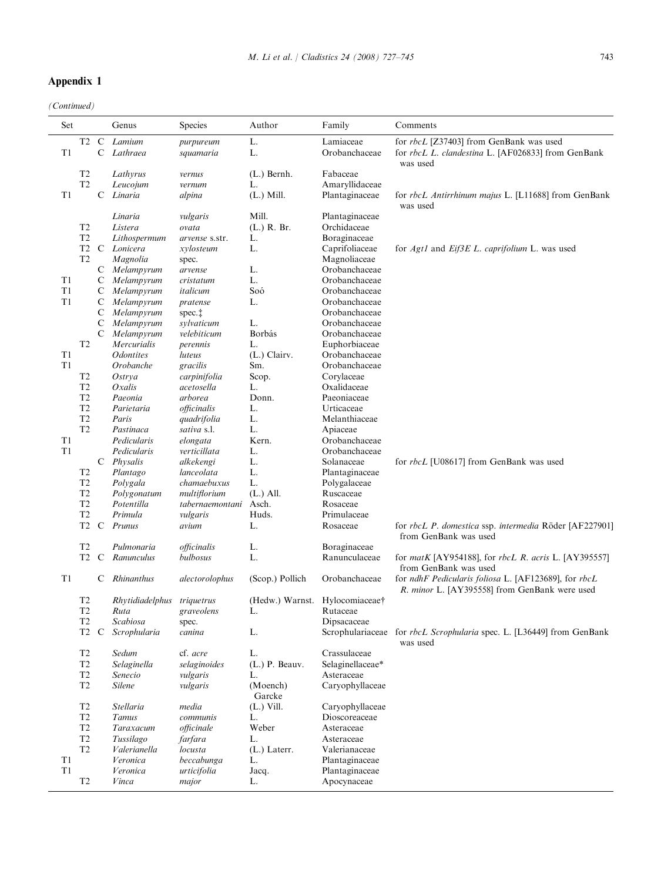## Appendix 1

*(Continued)*

| Set | | | Genus | Species | Author | Family | Comments |
|---|---|---|---|---|---|---|---|
| | T2 | C | *Lamium* | *purpureum* | L. | Lamiaceae | for *rbcL* [Z37403] from GenBank was used |
| T1 | | C | *Lathraea* | *squamaria* | L. | Orobanchaceae | for *rbcL L. clandestina* L. [AF026833] from GenBank was used |
| | T2 | | *Lathyrus* | *vernus* | (L.) Bernh. | Fabaceae | |
| | T2 | | *Leucojum* | *vernum* | L. | Amaryllidaceae | |
| T1 | | C | *Linaria* | *alpina* | (L.) Mill. | Plantaginaceae | for *rbcL Antirrhinum majus* L. [L11688] from GenBank was used |
| | | | *Linaria* | *vulgaris* | Mill. | Plantaginaceae | |
| | T2 | | *Listera* | *ovata* | (L.) R. Br. | Orchidaceae | |
| | T2 | | *Lithospermum* | *arvense* s.str. | L. | Boraginaceae | |
| | T2 | C | *Lonicera* | *xylosteum* | L. | Caprifoliaceae | for *Agt1* and *Eif3E L. caprifolium* L. was used |
| | T2 | | *Magnolia* | spec. | | Magnoliaceae | |
| | | C | *Melampyrum* | *arvense* | L. | Orobanchaceae | |
| T1 | | C | *Melampyrum* | *cristatum* | L. | Orobanchaceae | |
| T1 | | C | *Melampyrum* | *italicum* | Soó | Orobanchaceae | |
| T1 | | C | *Melampyrum* | *pratense* | L. | Orobanchaceae | |
| | | C | *Melampyrum* | spec.‡ | | Orobanchaceae | |
| | | C | *Melampyrum* | *sylvaticum* | L. | Orobanchaceae | |
| | | C | *Melampyrum* | *velebiticum* | Borbás | Orobanchaceae | |
| | T2 | | *Mercurialis* | *perennis* | L. | Euphorbiaceae | |
| T1 | | | *Odontites* | *luteus* | (L.) Clairv. | Orobanchaceae | |
| T1 | | | *Orobanche* | *gracilis* | Sm. | Orobanchaceae | |
| | T2 | | *Ostrya* | *carpinifolia* | Scop. | Corylaceae | |
| | T2 | | *Oxalis* | *acetosella* | L. | Oxalidaceae | |
| | T2 | | *Paeonia* | *arborea* | Donn. | Paeoniaceae | |
| | T2 | | *Parietaria* | *officinalis* | L. | Urticaceae | |
| | T2 | | *Paris* | *quadrifolia* | L. | Melanthiaceae | |
| | T2 | | *Pastinaca* | *sativa* s.l. | L. | Apiaceae | |
| T1 | | | *Pedicularis* | *elongata* | Kern. | Orobanchaceae | |
| T1 | | | *Pedicularis* | *verticillata* | L. | Orobanchaceae | |
| | | C | *Physalis* | *alkekengi* | L. | Solanaceae | for *rbcL* [U08617] from GenBank was used |
| | T2 | | *Plantago* | *lanceolata* | L. | Plantaginaceae | |
| | T2 | | *Polygala* | *chamaebuxus* | L. | Polygalaceae | |
| | T2 | | *Polygonatum* | *multiflorium* | (L.) All. | Ruscaceae | |
| | T2 | | *Potentilla* | *tabernaemontani* | Asch. | Rosaceae | |
| | T2 | | *Primula* | *vulgaris* | Huds. | Primulaceae | |
| | T2 | C | *Prunus* | *avium* | L. | Rosaceae | for *rbcL P. domestica* ssp. *intermedia* Röder [AF227901] from GenBank was used |
| | T2 | | *Pulmonaria* | *officinalis* | L. | Boraginaceae | |
| | T2 | C | *Ranunculus* | *bulbosus* | L. | Ranunculaceae | for *matK* [AY954188], for *rbcL R. acris* L. [AY395557] from GenBank was used |
| T1 | | C | *Rhinanthus* | *alectorolophus* | (Scop.) Pollich | Orobanchaceae | for *ndhF Pedicularis foliosa* L. [AF123689], for *rbcL R. minor* L. [AY395558] from GenBank were used |
| | T2 | | *Rhytidiadelphus* | *triquetrus* | (Hedw.) Warnst. | Hylocomiaceae† | |
| | T2 | | *Ruta* | *graveolens* | L. | Rutaceae | |
| | T2 | | *Scabiosa* | spec. | | Dipsacaceae | |
| | T2 | C | *Scrophularia* | *canina* | L. | Scrophulariaceae | for *rbcL Scrophularia* spec. L. [L36449] from GenBank was used |
| | T2 | | *Sedum* | cf. *acre* | L. | Crassulaceae | |
| | T2 | | *Selaginella* | *selaginoides* | (L.) P. Beauv. | Selaginellaceae* | |
| | T2 | | *Senecio* | *vulgaris* | L. | Asteraceae | |
| | T2 | | *Silene* | *vulgaris* | (Moench) Garcke | Caryophyllaceae | |
| | T2 | | *Stellaria* | *media* | (L.) Vill. | Caryophyllaceae | |
| | T2 | | *Tamus* | *communis* | L. | Dioscoreaceae | |
| | T2 | | *Taraxacum* | *officinale* | Weber | Asteraceae | |
| | T2 | | *Tussilago* | *farfara* | L. | Asteraceae | |
| | T2 | | *Valerianella* | *locusta* | (L.) Laterr. | Valerianaceae | |
| T1 | | | *Veronica* | *beccabunga* | L. | Plantaginaceae | |
| T1 | | | *Veronica* | *urticifolia* | Jacq. | Plantaginaceae | |
| | T2 | | *Vinca* | *major* | L. | Apocynaceae | |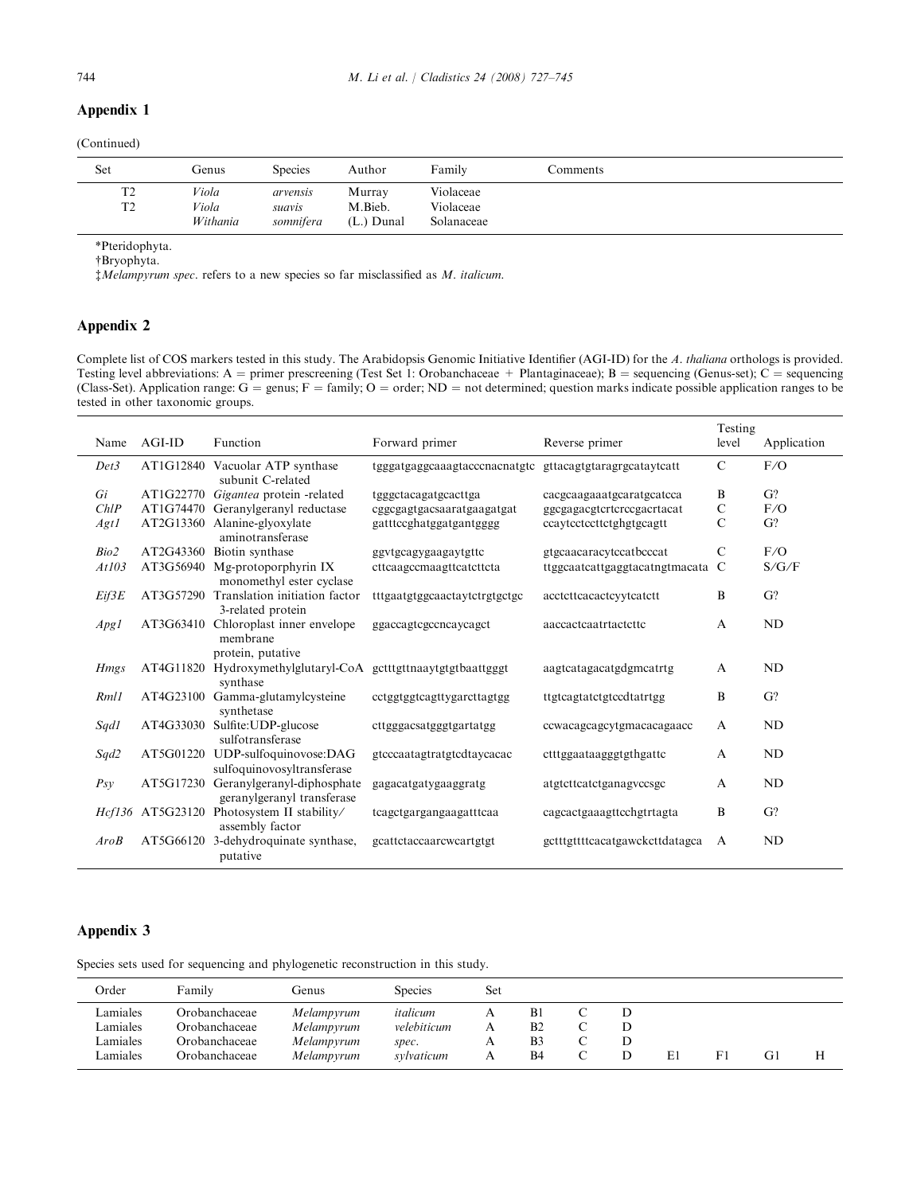## Appendix 1

(Continued)

| Set | Genus | Species | Author | Family | Comments |
|---|---|---|---|---|---|
| T2 | *Viola* | *arvensis* | Murray | Violaceae | |
| T2 | *Viola* | *suavis* | M.Bieb. | Violaceae | |
| | *Withania* | *somnifera* | (L.) Dunal | Solanaceae | |

*Pteridophyta.

†Bryophyta.

‡*Melampyrum spec*. refers to a new species so far misclassified as *M. italicum*.

## Appendix 2

Complete list of COS markers tested in this study. The Arabidopsis Genomic Initiative Identifier (AGI-ID) for the *A. thaliana* orthologs is provided. Testing level abbreviations: A = primer prescreening (Test Set 1: Orobanchaceae + Plantaginaceae); B = sequencing (Genus-set); C = sequencing (Class-Set). Application range: G = genus; F = family; O = order; ND = not determined; question marks indicate possible application ranges to be tested in other taxonomic groups.

| Name | AGI-ID | Function | Forward primer | Reverse primer | Testing level | Application |
|---|---|---|---|---|---|---|
| *Det3* | AT1G12840 | Vacuolar ATP synthase subunit C-related | tgggatgaggcaaagtacccnacnatgtc | gttacagtgtaragrgcataytcatt | C | F/O |
| *Gi* | AT1G22770 | *Gigantea* protein -related | tgggctacagatgcacttga | cacgcaagaaatgcaratgcatcca | B | G? |
| *ChlP* | AT1G74470 | Geranylgeranyl reductase | cggcgagtgacsaaratgaagatgat | ggcgagacgtcrtcrccgacrtacat | C | F/O |
| *Agt1* | AT2G13360 | Alanine-glyoxylate aminotransferase | gatttccghatggatgantgggg | ccaytcctccttctghgtgcagtt | C | G? |
| *Bio2* | AT2G43360 | Biotin synthase | ggvtgcagygaagaytgttc | gtgcaacaracytccatbcccat | C | F/O |
| *At103* | AT3G56940 | Mg-protoporphyrin IX monomethyl ester cyclase | cttcaagccmaagttcatcttcta | ttggcaatcattgaggtacatngtmacata | C | S/G/F |
| *Eif3E* | AT3G57290 | Translation initiation factor 3-related protein | tttgaatgtggcaactaytctrgtgctgc | acctcttcacactcyytcatctt | B | G? |
| *Apg1* | AT3G63410 | Chloroplast inner envelope membrane protein, putative | ggaccagtcgccncaycagct | aaccactcaatrtactcttc | A | ND |
| *Hmgs* | AT4G11820 | Hydroxymethylglutaryl-CoA synthase | gctttgttnaaytgtgtbaattgggt | aagtcatagacatgdgmcatrtg | A | ND |
| *Rml1* | AT4G23100 | Gamma-glutamylcysteine synthetase | cctggtggtcagttygarcttagtgg | ttgtcagtatctgtccdtatrtgg | B | G? |
| *Sqd1* | AT4G33030 | Sulfite:UDP-glucose sulfotransferase | cttgggacsatgggtgartatgg | ccwacagcagcytgmacacagaacc | A | ND |
| *Sqd2* | AT5G01220 | UDP-sulfoquinovose:DAG sulfoquinovosyltransferase | gtcccaatagtratgtcdtaycacac | ctttggaataagggtgthgattc | A | ND |
| *Psy* | AT5G17230 | Geranylgeranyl-diphosphate geranylgeranyl transferase | gagacatgatygaaggratg | atgtcttcatctganagvccsgc | A | ND |
| *Hcf136* | AT5G23120 | Photosystem II stability/assembly factor | tcagctgargangaagatttcaa | cagcactgaaagttcchgtrtagta | B | G? |
| *AroB* | AT5G66120 | 3-dehydroquinate synthase, putative | gcattctaccaarcwcartgtgt | gctttgttttcacatgawckcttdatagca | A | ND |

## Appendix 3

Species sets used for sequencing and phylogenetic reconstruction in this study.

| Order | Family | Genus | Species | Set | | | | | | | |
|---|---|---|---|---|---|---|---|---|---|---|---|
| Lamiales | Orobanchaceae | *Melampyrum* | *italicum* | A | B1 | C | D | | | | |
| Lamiales | Orobanchaceae | *Melampyrum* | *velebiticum* | A | B2 | C | D | | | | |
| Lamiales | Orobanchaceae | *Melampyrum* | *spec.* | A | B3 | C | D | | | | |
| Lamiales | Orobanchaceae | *Melampyrum* | *sylvaticum* | A | B4 | C | D | E1 | F1 | G1 | H |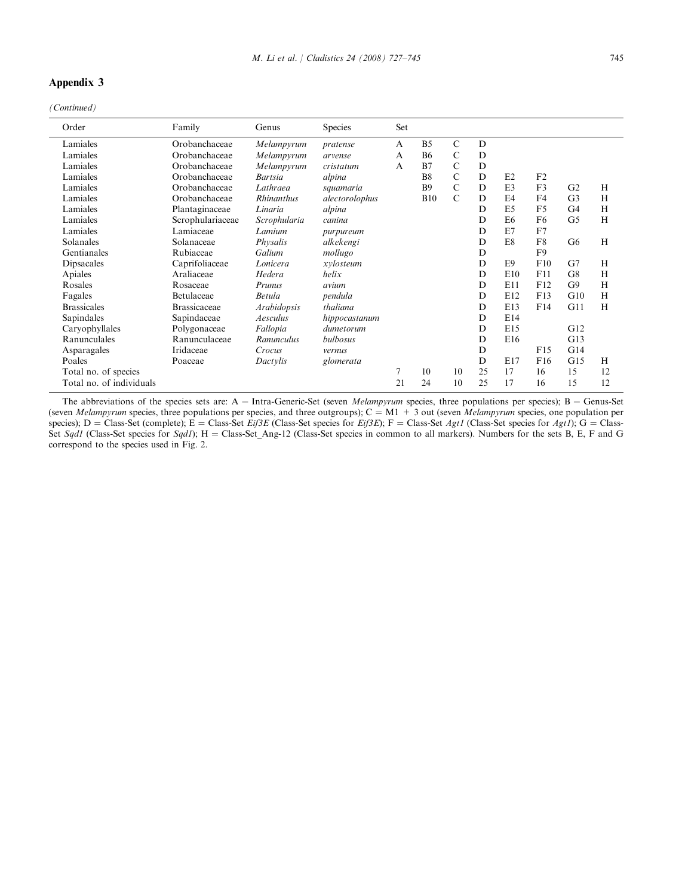## Appendix 3

*(Continued)*

| Order | Family | Genus | Species | Set | | | | | | | |
|---|---|---|---|---|---|---|---|---|---|---|---|
| Lamiales | Orobanchaceae | *Melampyrum* | *pratense* | A | B5 | C | D | | | | |
| Lamiales | Orobanchaceae | *Melampyrum* | *arvense* | A | B6 | C | D | | | | |
| Lamiales | Orobanchaceae | *Melampyrum* | *cristatum* | A | B7 | C | D | | | | |
| Lamiales | Orobanchaceae | *Bartsia* | *alpina* | | B8 | C | D | E2 | F2 | | |
| Lamiales | Orobanchaceae | *Lathraea* | *squamaria* | | B9 | C | D | E3 | F3 | G2 | H |
| Lamiales | Orobanchaceae | *Rhinanthus* | *alectorolophus* | | B10 | C | D | E4 | F4 | G3 | H |
| Lamiales | Plantaginaceae | *Linaria* | *alpina* | | | | D | E5 | F5 | G4 | H |
| Lamiales | Scrophulariaceae | *Scrophularia* | *canina* | | | | D | E6 | F6 | G5 | H |
| Lamiales | Lamiaceae | *Lamium* | *purpureum* | | | | D | E7 | F7 | | |
| Solanales | Solanaceae | *Physalis* | *alkekengi* | | | | D | E8 | F8 | G6 | H |
| Gentianales | Rubiaceae | *Galium* | *mollugo* | | | | D | | F9 | | |
| Dipsacales | Caprifoliaceae | *Lonicera* | *xylosteum* | | | | D | E9 | F10 | G7 | H |
| Apiales | Araliaceae | *Hedera* | *helix* | | | | D | E10 | F11 | G8 | H |
| Rosales | Rosaceae | *Prunus* | *avium* | | | | D | E11 | F12 | G9 | H |
| Fagales | Betulaceae | *Betula* | *pendula* | | | | D | E12 | F13 | G10 | H |
| Brassicales | Brassicaceae | *Arabidopsis* | *thaliana* | | | | D | E13 | F14 | G11 | H |
| Sapindales | Sapindaceae | *Aesculus* | *hippocastanum* | | | | D | E14 | | | |
| Caryophyllales | Polygonaceae | *Fallopia* | *dumetorum* | | | | D | E15 | | G12 | |
| Ranunculales | Ranunculaceae | *Ranunculus* | *bulbosus* | | | | D | E16 | | G13 | |
| Asparagales | Iridaceae | *Crocus* | *vernus* | | | | D | | F15 | G14 | |
| Poales | Poaceae | *Dactylis* | *glomerata* | | | | D | E17 | F16 | G15 | H |
| Total no. of species | | | | 7 | 10 | 10 | 25 | 17 | 16 | 15 | 12 |
| Total no. of individuals | | | | 21 | 24 | 10 | 25 | 17 | 16 | 15 | 12 |

The abbreviations of the species sets are: A = Intra-Generic-Set (seven *Melampyrum* species, three populations per species); B = Genus-Set (seven *Melampyrum* species, three populations per species, and three outgroups); C = M1 + 3 out (seven *Melampyrum* species, one population per species); D = Class-Set (complete); E = Class-Set *Eif3E* (Class-Set species for *Eif3E*); F = Class-Set *Agt1* (Class-Set species for *Agt1*); G = Class-Set *Sqd1* (Class-Set species for *Sqd1*); H = Class-Set_Ang-12 (Class-Set species in common to all markers). Numbers for the sets B, E, F and G correspond to the species used in Fig. 2.